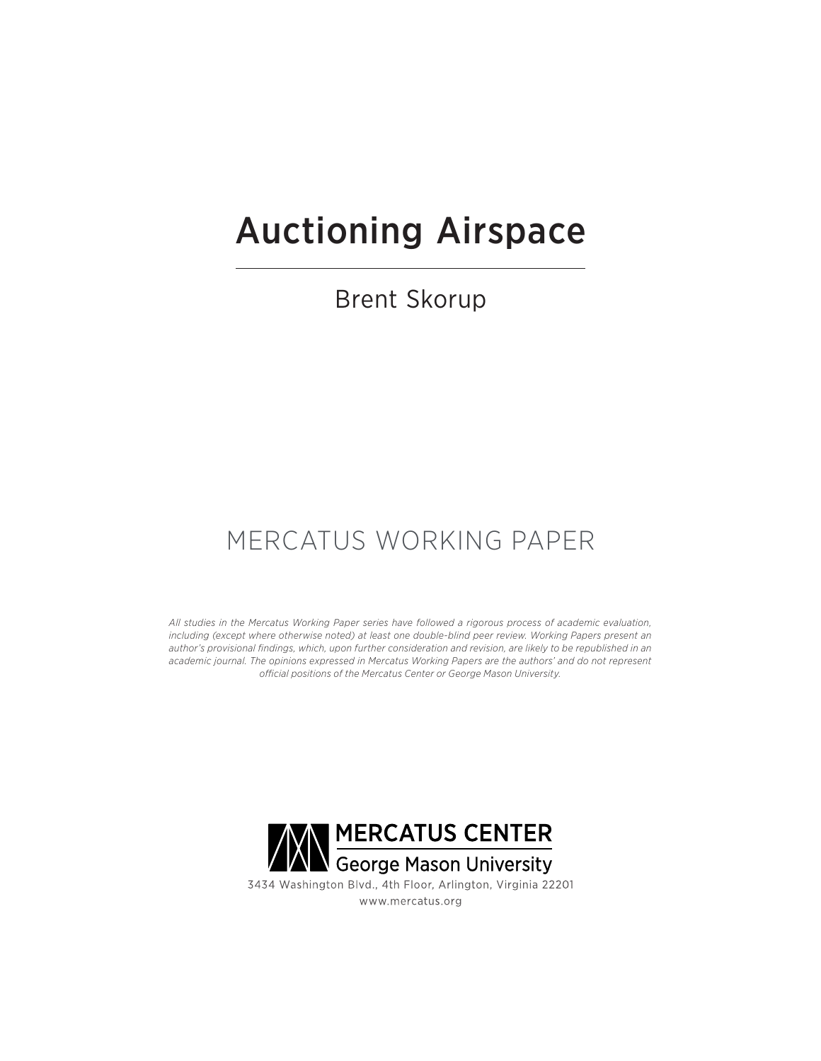# Auctioning Airspace

Brent Skorup

MERCATUS WORKING PAPER

*All studies in the Mercatus Working Paper series have followed a rigorous process of academic evaluation, including (except where otherwise noted) at least one double-blind peer review. Working Papers present an author's provisional findings, which, upon further consideration and revision, are likely to be republished in an academic journal. The opinions expressed in Mercatus Working Papers are the authors' and do not represent official positions of the Mercatus Center or George Mason University.*

MERCATUS CENTER
George Mason University
3434 Washington Blvd., 4th Floor, Arlington, Virginia 22201
www.mercatus.org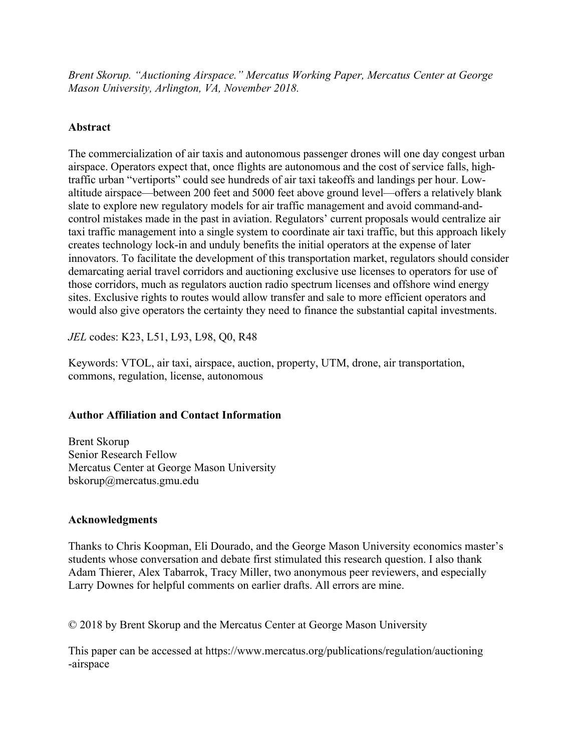*Brent Skorup. "Auctioning Airspace." Mercatus Working Paper, Mercatus Center at George Mason University, Arlington, VA, November 2018.*

**Abstract**

The commercialization of air taxis and autonomous passenger drones will one day congest urban airspace. Operators expect that, once flights are autonomous and the cost of service falls, high-traffic urban "vertiports" could see hundreds of air taxi takeoffs and landings per hour. Low-altitude airspace—between 200 feet and 5000 feet above ground level—offers a relatively blank slate to explore new regulatory models for air traffic management and avoid command-and-control mistakes made in the past in aviation. Regulators' current proposals would centralize air taxi traffic management into a single system to coordinate air taxi traffic, but this approach likely creates technology lock-in and unduly benefits the initial operators at the expense of later innovators. To facilitate the development of this transportation market, regulators should consider demarcating aerial travel corridors and auctioning exclusive use licenses to operators for use of those corridors, much as regulators auction radio spectrum licenses and offshore wind energy sites. Exclusive rights to routes would allow transfer and sale to more efficient operators and would also give operators the certainty they need to finance the substantial capital investments.

*JEL* codes: K23, L51, L93, L98, Q0, R48

Keywords: VTOL, air taxi, airspace, auction, property, UTM, drone, air transportation, commons, regulation, license, autonomous

**Author Affiliation and Contact Information**

Brent Skorup
Senior Research Fellow
Mercatus Center at George Mason University
bskorup@mercatus.gmu.edu

**Acknowledgments**

Thanks to Chris Koopman, Eli Dourado, and the George Mason University economics master's students whose conversation and debate first stimulated this research question. I also thank Adam Thierer, Alex Tabarrok, Tracy Miller, two anonymous peer reviewers, and especially Larry Downes for helpful comments on earlier drafts. All errors are mine.

© 2018 by Brent Skorup and the Mercatus Center at George Mason University

This paper can be accessed at https://www.mercatus.org/publications/regulation/auctioning-airspace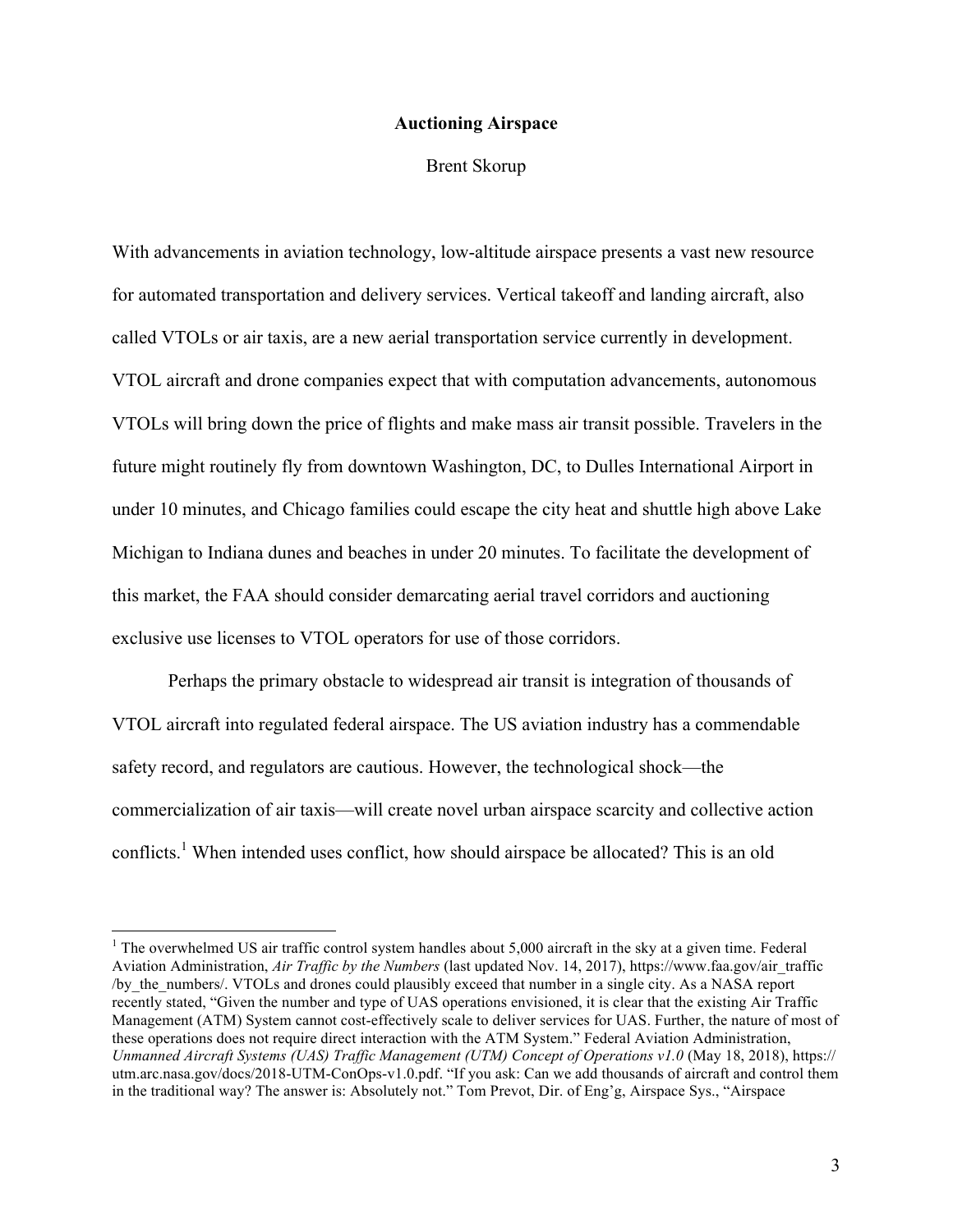# Auctioning Airspace

Brent Skorup

With advancements in aviation technology, low-altitude airspace presents a vast new resource for automated transportation and delivery services. Vertical takeoff and landing aircraft, also called VTOLs or air taxis, are a new aerial transportation service currently in development. VTOL aircraft and drone companies expect that with computation advancements, autonomous VTOLs will bring down the price of flights and make mass air transit possible. Travelers in the future might routinely fly from downtown Washington, DC, to Dulles International Airport in under 10 minutes, and Chicago families could escape the city heat and shuttle high above Lake Michigan to Indiana dunes and beaches in under 20 minutes. To facilitate the development of this market, the FAA should consider demarcating aerial travel corridors and auctioning exclusive use licenses to VTOL operators for use of those corridors.

Perhaps the primary obstacle to widespread air transit is integration of thousands of VTOL aircraft into regulated federal airspace. The US aviation industry has a commendable safety record, and regulators are cautious. However, the technological shock—the commercialization of air taxis—will create novel urban airspace scarcity and collective action conflicts.[1] When intended uses conflict, how should airspace be allocated? This is an old

---

[1] The overwhelmed US air traffic control system handles about 5,000 aircraft in the sky at a given time. Federal Aviation Administration, *Air Traffic by the Numbers* (last updated Nov. 14, 2017), https://www.faa.gov/air_traffic/by_the_numbers/. VTOLs and drones could plausibly exceed that number in a single city. As a NASA report recently stated, "Given the number and type of UAS operations envisioned, it is clear that the existing Air Traffic Management (ATM) System cannot cost-effectively scale to deliver services for UAS. Further, the nature of most of these operations does not require direct interaction with the ATM System." Federal Aviation Administration, *Unmanned Aircraft Systems (UAS) Traffic Management (UTM) Concept of Operations v1.0* (May 18, 2018), https://utm.arc.nasa.gov/docs/2018-UTM-ConOps-v1.0.pdf. "If you ask: Can we add thousands of aircraft and control them in the traditional way? The answer is: Absolutely not." Tom Prevot, Dir. of Eng'g, Airspace Sys., "Airspace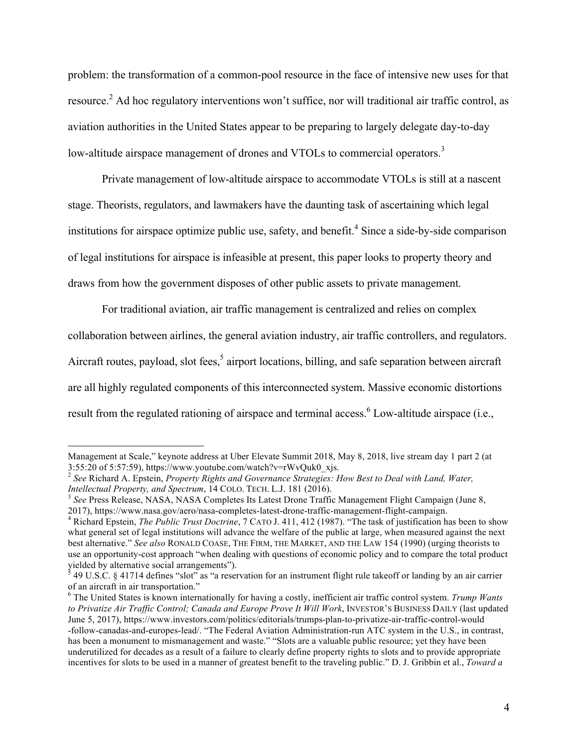problem: the transformation of a common-pool resource in the face of intensive new uses for that resource.[2] Ad hoc regulatory interventions won't suffice, nor will traditional air traffic control, as aviation authorities in the United States appear to be preparing to largely delegate day-to-day low-altitude airspace management of drones and VTOLs to commercial operators.[3]

Private management of low-altitude airspace to accommodate VTOLs is still at a nascent stage. Theorists, regulators, and lawmakers have the daunting task of ascertaining which legal institutions for airspace optimize public use, safety, and benefit.[4] Since a side-by-side comparison of legal institutions for airspace is infeasible at present, this paper looks to property theory and draws from how the government disposes of other public assets to private management.

For traditional aviation, air traffic management is centralized and relies on complex collaboration between airlines, the general aviation industry, air traffic controllers, and regulators. Aircraft routes, payload, slot fees,[5] airport locations, billing, and safe separation between aircraft are all highly regulated components of this interconnected system. Massive economic distortions result from the regulated rationing of airspace and terminal access.[6] Low-altitude airspace (i.e.,

---

Management at Scale," keynote address at Uber Elevate Summit 2018, May 8, 2018, live stream day 1 part 2 (at 3:55:20 of 5:57:59), https://www.youtube.com/watch?v=rWvQuk0_xjs.

[2] *See* Richard A. Epstein, *Property Rights and Governance Strategies: How Best to Deal with Land, Water, Intellectual Property, and Spectrum*, 14 COLO. TECH. L.J. 181 (2016).

[3] *See* Press Release, NASA, NASA Completes Its Latest Drone Traffic Management Flight Campaign (June 8, 2017), https://www.nasa.gov/aero/nasa-completes-latest-drone-traffic-management-flight-campaign.

[4] Richard Epstein, *The Public Trust Doctrine*, 7 CATO J. 411, 412 (1987). "The task of justification has been to show what general set of legal institutions will advance the welfare of the public at large, when measured against the next best alternative." *See also* RONALD COASE, THE FIRM, THE MARKET, AND THE LAW 154 (1990) (urging theorists to use an opportunity-cost approach "when dealing with questions of economic policy and to compare the total product yielded by alternative social arrangements").

[5] 49 U.S.C. § 41714 defines "slot" as "a reservation for an instrument flight rule takeoff or landing by an air carrier of an aircraft in air transportation."

[6] The United States is known internationally for having a costly, inefficient air traffic control system. *Trump Wants to Privatize Air Traffic Control; Canada and Europe Prove It Will Work*, INVESTOR'S BUSINESS DAILY (last updated June 5, 2017), https://www.investors.com/politics/editorials/trumps-plan-to-privatize-air-traffic-control-would-follow-canadas-and-europes-lead/. "The Federal Aviation Administration-run ATC system in the U.S., in contrast, has been a monument to mismanagement and waste." "Slots are a valuable public resource; yet they have been underutilized for decades as a result of a failure to clearly define property rights to slots and to provide appropriate incentives for slots to be used in a manner of greatest benefit to the traveling public." D. J. Gribbin et al., *Toward a*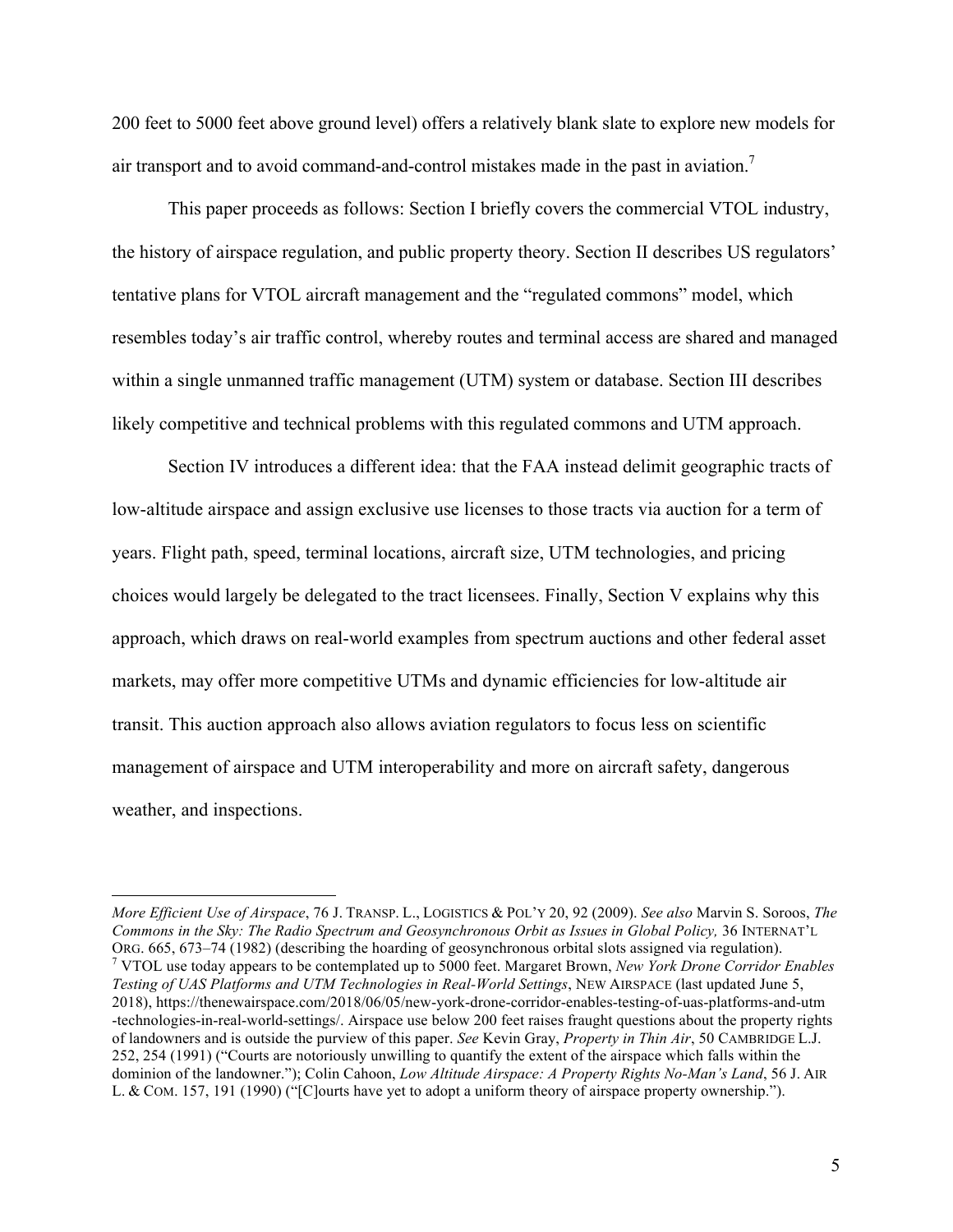200 feet to 5000 feet above ground level) offers a relatively blank slate to explore new models for air transport and to avoid command-and-control mistakes made in the past in aviation.[7]

This paper proceeds as follows: Section I briefly covers the commercial VTOL industry, the history of airspace regulation, and public property theory. Section II describes US regulators' tentative plans for VTOL aircraft management and the "regulated commons" model, which resembles today's air traffic control, whereby routes and terminal access are shared and managed within a single unmanned traffic management (UTM) system or database. Section III describes likely competitive and technical problems with this regulated commons and UTM approach.

Section IV introduces a different idea: that the FAA instead delimit geographic tracts of low-altitude airspace and assign exclusive use licenses to those tracts via auction for a term of years. Flight path, speed, terminal locations, aircraft size, UTM technologies, and pricing choices would largely be delegated to the tract licensees. Finally, Section V explains why this approach, which draws on real-world examples from spectrum auctions and other federal asset markets, may offer more competitive UTMs and dynamic efficiencies for low-altitude air transit. This auction approach also allows aviation regulators to focus less on scientific management of airspace and UTM interoperability and more on aircraft safety, dangerous weather, and inspections.

---

*More Efficient Use of Airspace*, 76 J. TRANSP. L., LOGISTICS & POL'Y 20, 92 (2009). *See also* Marvin S. Soroos, *The Commons in the Sky: The Radio Spectrum and Geosynchronous Orbit as Issues in Global Policy,* 36 INTERNAT'L ORG. 665, 673–74 (1982) (describing the hoarding of geosynchronous orbital slots assigned via regulation).

[7] VTOL use today appears to be contemplated up to 5000 feet. Margaret Brown, *New York Drone Corridor Enables Testing of UAS Platforms and UTM Technologies in Real-World Settings*, NEW AIRSPACE (last updated June 5, 2018), https://thenewairspace.com/2018/06/05/new-york-drone-corridor-enables-testing-of-uas-platforms-and-utm-technologies-in-real-world-settings/. Airspace use below 200 feet raises fraught questions about the property rights of landowners and is outside the purview of this paper. *See* Kevin Gray, *Property in Thin Air*, 50 CAMBRIDGE L.J. 252, 254 (1991) ("Courts are notoriously unwilling to quantify the extent of the airspace which falls within the dominion of the landowner."); Colin Cahoon, *Low Altitude Airspace: A Property Rights No-Man's Land*, 56 J. AIR L. & COM. 157, 191 (1990) ("[C]ourts have yet to adopt a uniform theory of airspace property ownership.").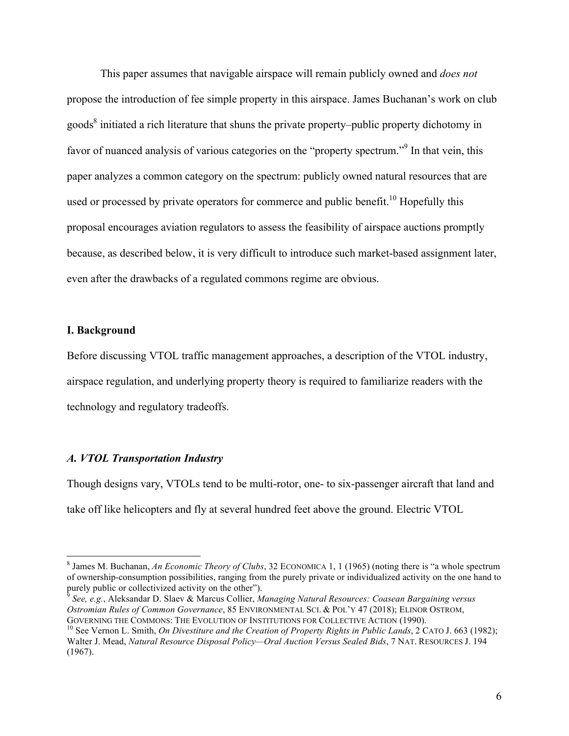This paper assumes that navigable airspace will remain publicly owned and *does not* propose the introduction of fee simple property in this airspace. James Buchanan's work on club goods[8] initiated a rich literature that shuns the private property–public property dichotomy in favor of nuanced analysis of various categories on the "property spectrum."[9] In that vein, this paper analyzes a common category on the spectrum: publicly owned natural resources that are used or processed by private operators for commerce and public benefit.[10] Hopefully this proposal encourages aviation regulators to assess the feasibility of airspace auctions promptly because, as described below, it is very difficult to introduce such market-based assignment later, even after the drawbacks of a regulated commons regime are obvious.

## I. Background

Before discussing VTOL traffic management approaches, a description of the VTOL industry, airspace regulation, and underlying property theory is required to familiarize readers with the technology and regulatory tradeoffs.

### *A. VTOL Transportation Industry*

Though designs vary, VTOLs tend to be multi-rotor, one- to six-passenger aircraft that land and take off like helicopters and fly at several hundred feet above the ground. Electric VTOL

---

[8] James M. Buchanan, *An Economic Theory of Clubs*, 32 ECONOMICA 1, 1 (1965) (noting there is "a whole spectrum of ownership-consumption possibilities, ranging from the purely private or individualized activity on the one hand to purely public or collectivized activity on the other").

[9] *See, e.g.*, Aleksandar D. Slaev & Marcus Collier, *Managing Natural Resources: Coasean Bargaining versus Ostromian Rules of Common Governance*, 85 ENVIRONMENTAL SCI. & POL'Y 47 (2018); ELINOR OSTROM, GOVERNING THE COMMONS: THE EVOLUTION OF INSTITUTIONS FOR COLLECTIVE ACTION (1990).

[10] See Vernon L. Smith, *On Divestiture and the Creation of Property Rights in Public Lands*, 2 CATO J. 663 (1982); Walter J. Mead, *Natural Resource Disposal Policy—Oral Auction Versus Sealed Bids*, 7 NAT. RESOURCES J. 194 (1967).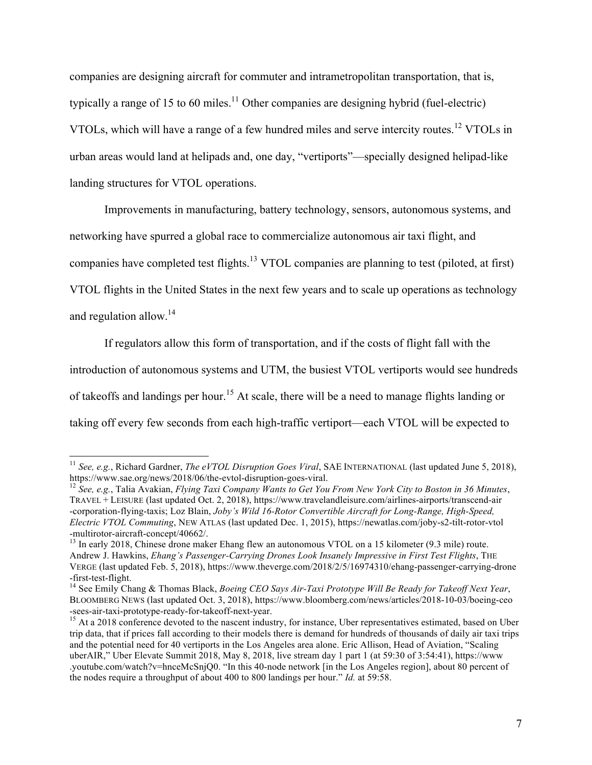companies are designing aircraft for commuter and intrametropolitan transportation, that is, typically a range of 15 to 60 miles.[11] Other companies are designing hybrid (fuel-electric) VTOLs, which will have a range of a few hundred miles and serve intercity routes.[12] VTOLs in urban areas would land at helipads and, one day, "vertiports"—specially designed helipad-like landing structures for VTOL operations.

Improvements in manufacturing, battery technology, sensors, autonomous systems, and networking have spurred a global race to commercialize autonomous air taxi flight, and companies have completed test flights.[13] VTOL companies are planning to test (piloted, at first) VTOL flights in the United States in the next few years and to scale up operations as technology and regulation allow.[14]

If regulators allow this form of transportation, and if the costs of flight fall with the introduction of autonomous systems and UTM, the busiest VTOL vertiports would see hundreds of takeoffs and landings per hour.[15] At scale, there will be a need to manage flights landing or taking off every few seconds from each high-traffic vertiport—each VTOL will be expected to

---

[11] *See, e.g.*, Richard Gardner, *The eVTOL Disruption Goes Viral*, SAE INTERNATIONAL (last updated June 5, 2018), https://www.sae.org/news/2018/06/the-evtol-disruption-goes-viral.

[12] *See, e.g.*, Talia Avakian, *Flying Taxi Company Wants to Get You From New York City to Boston in 36 Minutes*, TRAVEL + LEISURE (last updated Oct. 2, 2018), https://www.travelandleisure.com/airlines-airports/transcend-air-corporation-flying-taxis; Loz Blain, *Joby's Wild 16-Rotor Convertible Aircraft for Long-Range, High-Speed, Electric VTOL Commuting*, NEW ATLAS (last updated Dec. 1, 2015), https://newatlas.com/joby-s2-tilt-rotor-vtol-multirotor-aircraft-concept/40662/.

[13] In early 2018, Chinese drone maker Ehang flew an autonomous VTOL on a 15 kilometer (9.3 mile) route. Andrew J. Hawkins, *Ehang's Passenger-Carrying Drones Look Insanely Impressive in First Test Flights*, THE VERGE (last updated Feb. 5, 2018), https://www.theverge.com/2018/2/5/16974310/ehang-passenger-carrying-drone-first-test-flight.

[14] See Emily Chang & Thomas Black, *Boeing CEO Says Air-Taxi Prototype Will Be Ready for Takeoff Next Year*, BLOOMBERG NEWS (last updated Oct. 3, 2018), https://www.bloomberg.com/news/articles/2018-10-03/boeing-ceo-sees-air-taxi-prototype-ready-for-takeoff-next-year.

[15] At a 2018 conference devoted to the nascent industry, for instance, Uber representatives estimated, based on Uber trip data, that if prices fall according to their models there is demand for hundreds of thousands of daily air taxi trips and the potential need for 40 vertiports in the Los Angeles area alone. Eric Allison, Head of Aviation, "Scaling uberAIR," Uber Elevate Summit 2018, May 8, 2018, live stream day 1 part 1 (at 59:30 of 3:54:41), https://www.youtube.com/watch?v=hnceMcSnjQ0. "In this 40-node network [in the Los Angeles region], about 80 percent of the nodes require a throughput of about 400 to 800 landings per hour." *Id.* at 59:58.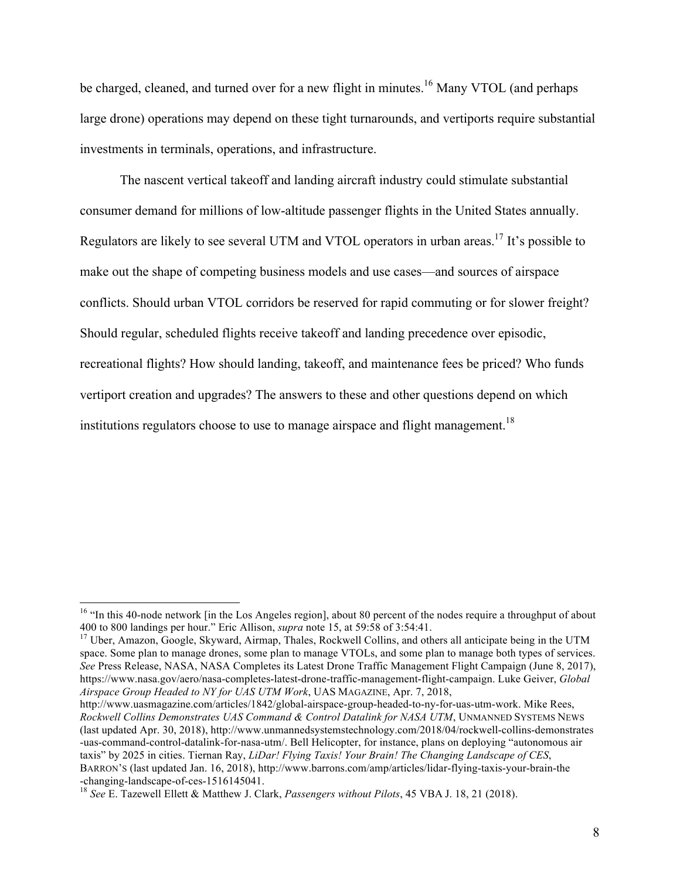be charged, cleaned, and turned over for a new flight in minutes.[16] Many VTOL (and perhaps large drone) operations may depend on these tight turnarounds, and vertiports require substantial investments in terminals, operations, and infrastructure.

The nascent vertical takeoff and landing aircraft industry could stimulate substantial consumer demand for millions of low-altitude passenger flights in the United States annually. Regulators are likely to see several UTM and VTOL operators in urban areas.[17] It's possible to make out the shape of competing business models and use cases—and sources of airspace conflicts. Should urban VTOL corridors be reserved for rapid commuting or for slower freight? Should regular, scheduled flights receive takeoff and landing precedence over episodic, recreational flights? How should landing, takeoff, and maintenance fees be priced? Who funds vertiport creation and upgrades? The answers to these and other questions depend on which institutions regulators choose to use to manage airspace and flight management.[18]

---

[16] "In this 40-node network [in the Los Angeles region], about 80 percent of the nodes require a throughput of about 400 to 800 landings per hour." Eric Allison, *supra* note 15, at 59:58 of 3:54:41.

[17] Uber, Amazon, Google, Skyward, Airmap, Thales, Rockwell Collins, and others all anticipate being in the UTM space. Some plan to manage drones, some plan to manage VTOLs, and some plan to manage both types of services. *See* Press Release, NASA, NASA Completes its Latest Drone Traffic Management Flight Campaign (June 8, 2017), https://www.nasa.gov/aero/nasa-completes-latest-drone-traffic-management-flight-campaign. Luke Geiver, *Global Airspace Group Headed to NY for UAS UTM Work*, UAS MAGAZINE, Apr. 7, 2018, http://www.uasmagazine.com/articles/1842/global-airspace-group-headed-to-ny-for-uas-utm-work. Mike Rees, *Rockwell Collins Demonstrates UAS Command & Control Datalink for NASA UTM*, UNMANNED SYSTEMS NEWS (last updated Apr. 30, 2018), http://www.unmannedsystemstechnology.com/2018/04/rockwell-collins-demonstrates-uas-command-control-datalink-for-nasa-utm/. Bell Helicopter, for instance, plans on deploying "autonomous air taxis" by 2025 in cities. Tiernan Ray, *LiDar! Flying Taxis! Your Brain! The Changing Landscape of CES*, BARRON'S (last updated Jan. 16, 2018), http://www.barrons.com/amp/articles/lidar-flying-taxis-your-brain-the-changing-landscape-of-ces-1516145041.

[18] *See* E. Tazewell Ellett & Matthew J. Clark, *Passengers without Pilots*, 45 VBA J. 18, 21 (2018).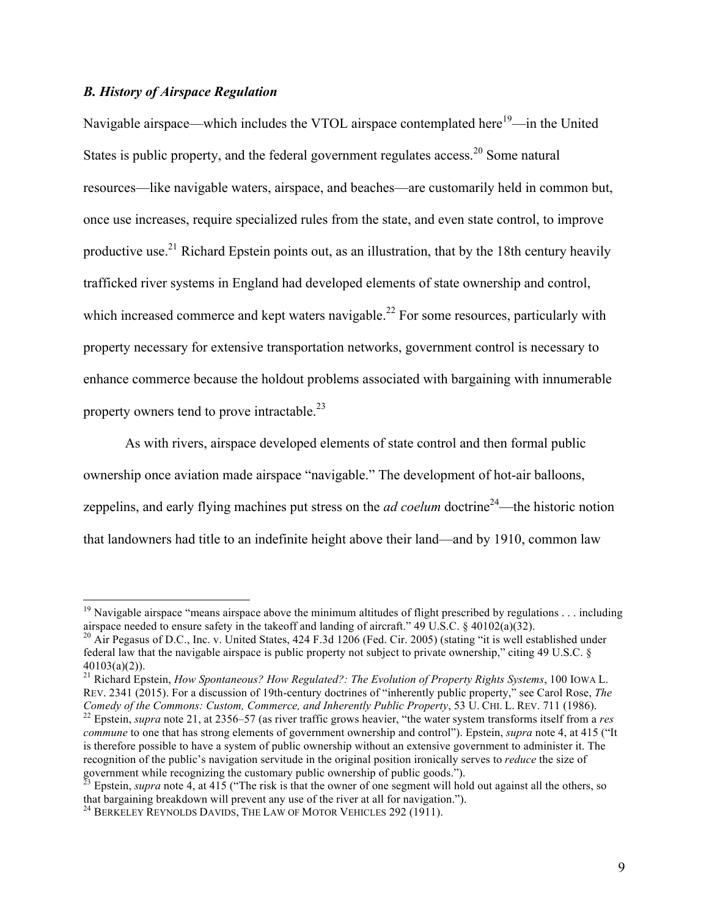### *B. History of Airspace Regulation*

Navigable airspace—which includes the VTOL airspace contemplated here[19]—in the United States is public property, and the federal government regulates access.[20] Some natural resources—like navigable waters, airspace, and beaches—are customarily held in common but, once use increases, require specialized rules from the state, and even state control, to improve productive use.[21] Richard Epstein points out, as an illustration, that by the 18th century heavily trafficked river systems in England had developed elements of state ownership and control, which increased commerce and kept waters navigable.[22] For some resources, particularly with property necessary for extensive transportation networks, government control is necessary to enhance commerce because the holdout problems associated with bargaining with innumerable property owners tend to prove intractable.[23]

As with rivers, airspace developed elements of state control and then formal public ownership once aviation made airspace "navigable." The development of hot-air balloons, zeppelins, and early flying machines put stress on the *ad coelum* doctrine[24]—the historic notion that landowners had title to an indefinite height above their land—and by 1910, common law

---

[19] Navigable airspace "means airspace above the minimum altitudes of flight prescribed by regulations . . . including airspace needed to ensure safety in the takeoff and landing of aircraft." 49 U.S.C. § 40102(a)(32).

[20] Air Pegasus of D.C., Inc. v. United States, 424 F.3d 1206 (Fed. Cir. 2005) (stating "it is well established under federal law that the navigable airspace is public property not subject to private ownership," citing 49 U.S.C. § 40103(a)(2)).

[21] Richard Epstein, *How Spontaneous? How Regulated?: The Evolution of Property Rights Systems*, 100 IOWA L. REV. 2341 (2015). For a discussion of 19th-century doctrines of "inherently public property," see Carol Rose, *The Comedy of the Commons: Custom, Commerce, and Inherently Public Property*, 53 U. CHI. L. REV. 711 (1986).

[22] Epstein, *supra* note 21, at 2356–57 (as river traffic grows heavier, "the water system transforms itself from a *res commune* to one that has strong elements of government ownership and control"). Epstein, *supra* note 4, at 415 ("It is therefore possible to have a system of public ownership without an extensive government to administer it. The recognition of the public's navigation servitude in the original position ironically serves to *reduce* the size of government while recognizing the customary public ownership of public goods.").

[23] Epstein, *supra* note 4, at 415 ("The risk is that the owner of one segment will hold out against all the others, so that bargaining breakdown will prevent any use of the river at all for navigation.").

[24] BERKELEY REYNOLDS DAVIDS, THE LAW OF MOTOR VEHICLES 292 (1911).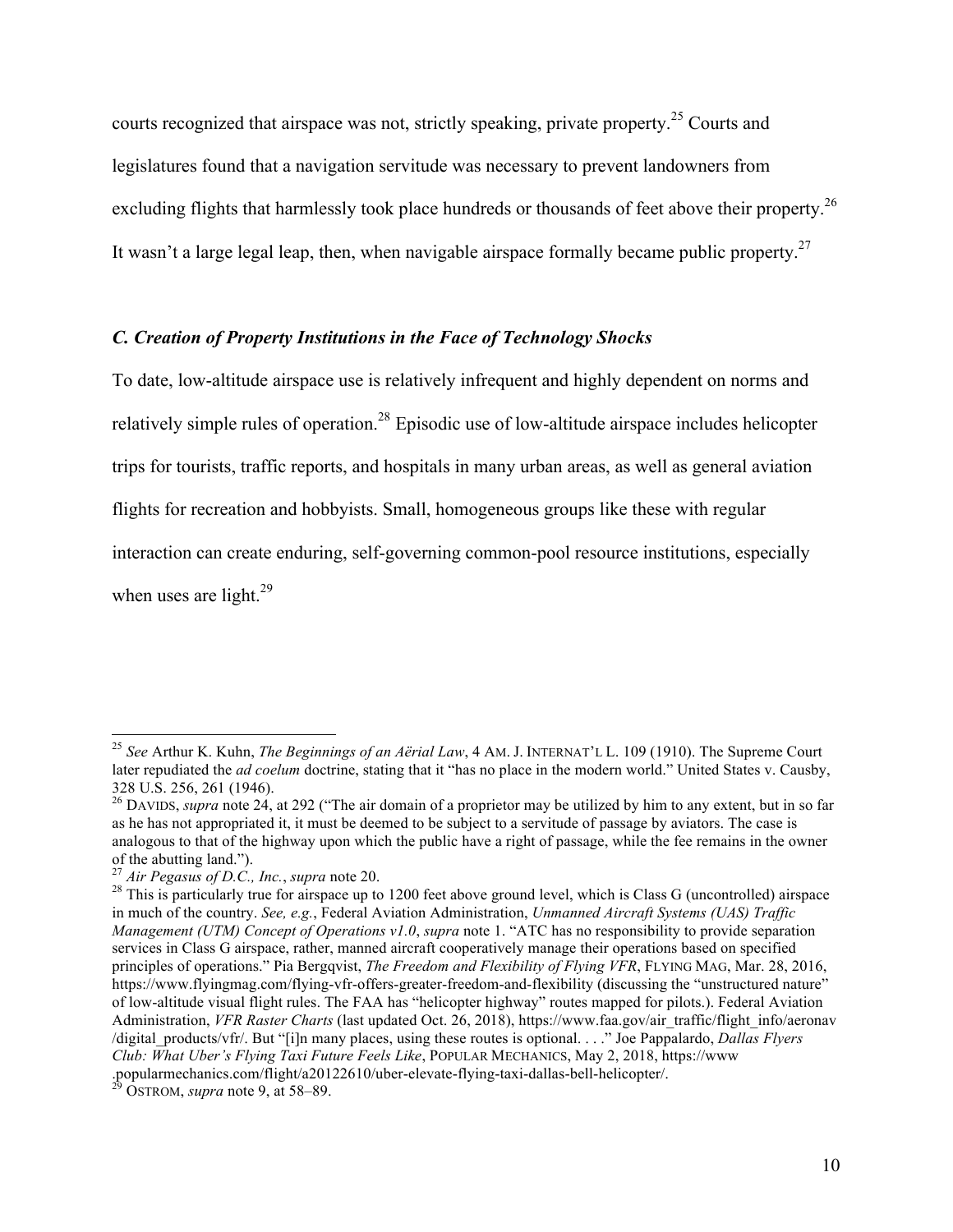courts recognized that airspace was not, strictly speaking, private property.[25] Courts and legislatures found that a navigation servitude was necessary to prevent landowners from excluding flights that harmlessly took place hundreds or thousands of feet above their property.[26] It wasn't a large legal leap, then, when navigable airspace formally became public property.[27]

### *C. Creation of Property Institutions in the Face of Technology Shocks*

To date, low-altitude airspace use is relatively infrequent and highly dependent on norms and relatively simple rules of operation.[28] Episodic use of low-altitude airspace includes helicopter trips for tourists, traffic reports, and hospitals in many urban areas, as well as general aviation flights for recreation and hobbyists. Small, homogeneous groups like these with regular interaction can create enduring, self-governing common-pool resource institutions, especially when uses are light.[29]

---

[25] *See* Arthur K. Kuhn, *The Beginnings of an Aërial Law*, 4 AM. J. INTERNAT'L L. 109 (1910). The Supreme Court later repudiated the *ad coelum* doctrine, stating that it "has no place in the modern world." United States v. Causby, 328 U.S. 256, 261 (1946).

[26] DAVIDS, *supra* note 24, at 292 ("The air domain of a proprietor may be utilized by him to any extent, but in so far as he has not appropriated it, it must be deemed to be subject to a servitude of passage by aviators. The case is analogous to that of the highway upon which the public have a right of passage, while the fee remains in the owner of the abutting land.").

[27] *Air Pegasus of D.C., Inc.*, *supra* note 20.

[28] This is particularly true for airspace up to 1200 feet above ground level, which is Class G (uncontrolled) airspace in much of the country. *See, e.g.*, Federal Aviation Administration, *Unmanned Aircraft Systems (UAS) Traffic Management (UTM) Concept of Operations v1.0*, *supra* note 1. "ATC has no responsibility to provide separation services in Class G airspace, rather, manned aircraft cooperatively manage their operations based on specified principles of operations." Pia Bergqvist, *The Freedom and Flexibility of Flying VFR*, FLYING MAG, Mar. 28, 2016, https://www.flyingmag.com/flying-vfr-offers-greater-freedom-and-flexibility (discussing the "unstructured nature" of low-altitude visual flight rules. The FAA has "helicopter highway" routes mapped for pilots.). Federal Aviation Administration, *VFR Raster Charts* (last updated Oct. 26, 2018), https://www.faa.gov/air_traffic/flight_info/aeronav/digital_products/vfr/. But "[i]n many places, using these routes is optional. . . ." Joe Pappalardo, *Dallas Flyers Club: What Uber's Flying Taxi Future Feels Like*, POPULAR MECHANICS, May 2, 2018, https://www.popularmechanics.com/flight/a20122610/uber-elevate-flying-taxi-dallas-bell-helicopter/.

[29] OSTROM, *supra* note 9, at 58–89.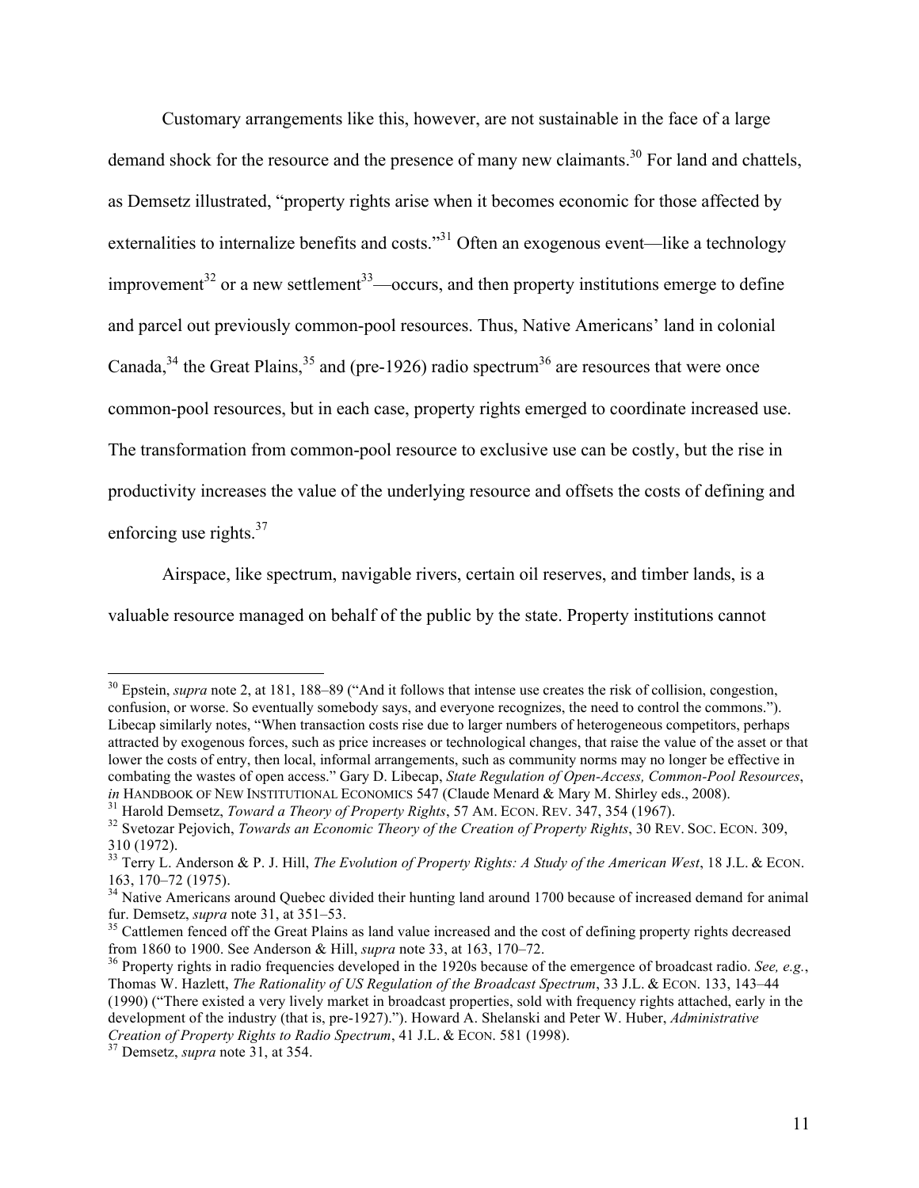Customary arrangements like this, however, are not sustainable in the face of a large demand shock for the resource and the presence of many new claimants.[30] For land and chattels, as Demsetz illustrated, "property rights arise when it becomes economic for those affected by externalities to internalize benefits and costs."[31] Often an exogenous event—like a technology improvement[32] or a new settlement[33]—occurs, and then property institutions emerge to define and parcel out previously common-pool resources. Thus, Native Americans' land in colonial Canada,[34] the Great Plains,[35] and (pre-1926) radio spectrum[36] are resources that were once common-pool resources, but in each case, property rights emerged to coordinate increased use. The transformation from common-pool resource to exclusive use can be costly, but the rise in productivity increases the value of the underlying resource and offsets the costs of defining and enforcing use rights.[37]

Airspace, like spectrum, navigable rivers, certain oil reserves, and timber lands, is a valuable resource managed on behalf of the public by the state. Property institutions cannot

---

[30] Epstein, *supra* note 2, at 181, 188–89 ("And it follows that intense use creates the risk of collision, congestion, confusion, or worse. So eventually somebody says, and everyone recognizes, the need to control the commons."). Libecap similarly notes, "When transaction costs rise due to larger numbers of heterogeneous competitors, perhaps attracted by exogenous forces, such as price increases or technological changes, that raise the value of the asset or that lower the costs of entry, then local, informal arrangements, such as community norms may no longer be effective in combating the wastes of open access." Gary D. Libecap, *State Regulation of Open-Access, Common-Pool Resources*, *in* HANDBOOK OF NEW INSTITUTIONAL ECONOMICS 547 (Claude Menard & Mary M. Shirley eds., 2008).

[31] Harold Demsetz, *Toward a Theory of Property Rights*, 57 AM. ECON. REV. 347, 354 (1967).

[32] Svetozar Pejovich, *Towards an Economic Theory of the Creation of Property Rights*, 30 REV. SOC. ECON. 309, 310 (1972).

[33] Terry L. Anderson & P. J. Hill, *The Evolution of Property Rights: A Study of the American West*, 18 J.L. & ECON. 163, 170–72 (1975).

[34] Native Americans around Quebec divided their hunting land around 1700 because of increased demand for animal fur. Demsetz, *supra* note 31, at 351–53.

[35] Cattlemen fenced off the Great Plains as land value increased and the cost of defining property rights decreased from 1860 to 1900. See Anderson & Hill, *supra* note 33, at 163, 170–72.

[36] Property rights in radio frequencies developed in the 1920s because of the emergence of broadcast radio. *See, e.g.*, Thomas W. Hazlett, *The Rationality of US Regulation of the Broadcast Spectrum*, 33 J.L. & ECON. 133, 143–44 (1990) ("There existed a very lively market in broadcast properties, sold with frequency rights attached, early in the development of the industry (that is, pre-1927)."). Howard A. Shelanski and Peter W. Huber, *Administrative Creation of Property Rights to Radio Spectrum*, 41 J.L. & ECON. 581 (1998).

[37] Demsetz, *supra* note 31, at 354.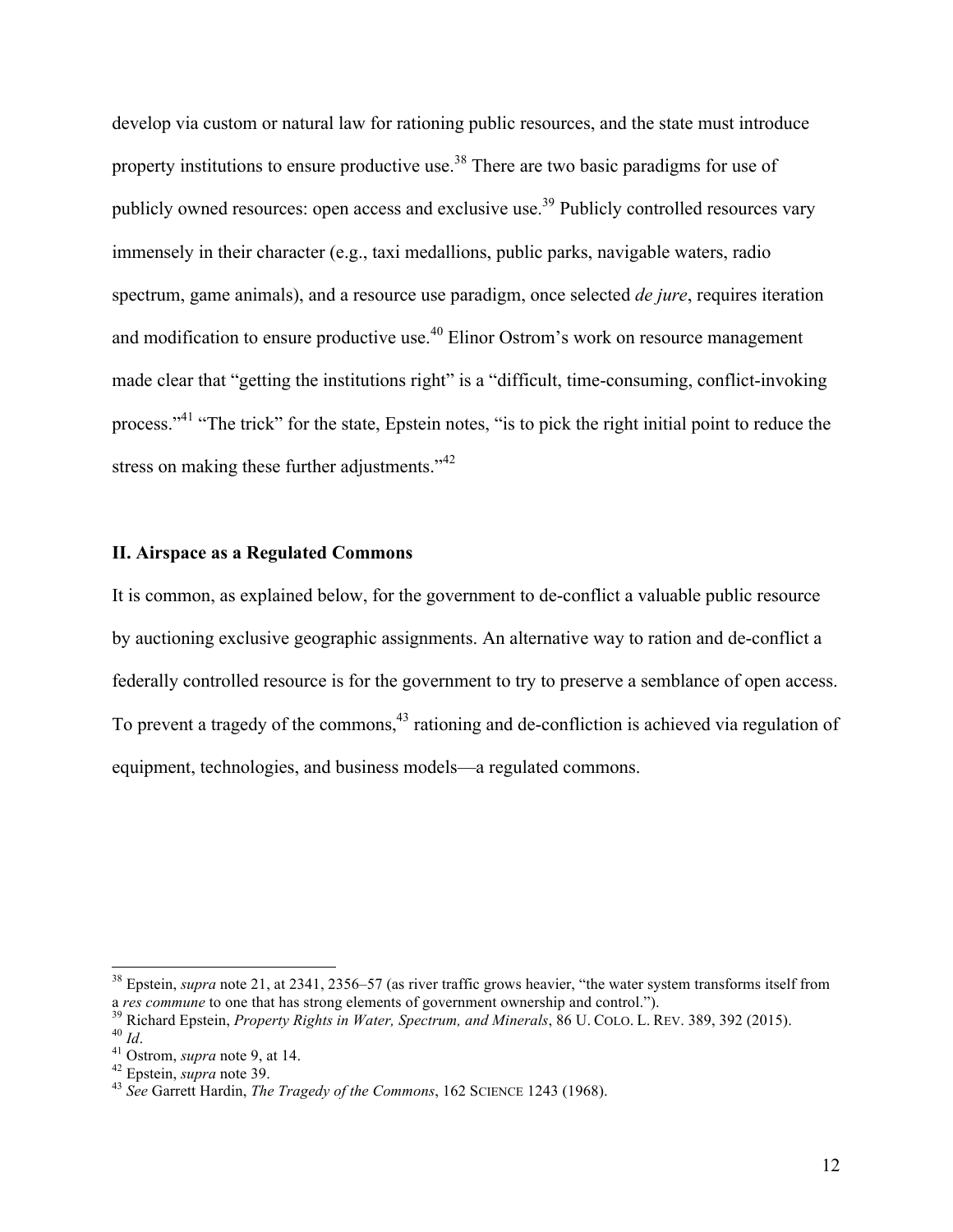develop via custom or natural law for rationing public resources, and the state must introduce property institutions to ensure productive use.[38] There are two basic paradigms for use of publicly owned resources: open access and exclusive use.[39] Publicly controlled resources vary immensely in their character (e.g., taxi medallions, public parks, navigable waters, radio spectrum, game animals), and a resource use paradigm, once selected *de jure*, requires iteration and modification to ensure productive use.[40] Elinor Ostrom's work on resource management made clear that "getting the institutions right" is a "difficult, time-consuming, conflict-invoking process."[41] "The trick" for the state, Epstein notes, "is to pick the right initial point to reduce the stress on making these further adjustments."[42]

## II. Airspace as a Regulated Commons

It is common, as explained below, for the government to de-conflict a valuable public resource by auctioning exclusive geographic assignments. An alternative way to ration and de-conflict a federally controlled resource is for the government to try to preserve a semblance of open access. To prevent a tragedy of the commons,[43] rationing and de-confliction is achieved via regulation of equipment, technologies, and business models—a regulated commons.

---

[38] Epstein, *supra* note 21, at 2341, 2356–57 (as river traffic grows heavier, "the water system transforms itself from a *res commune* to one that has strong elements of government ownership and control.").
[39] Richard Epstein, *Property Rights in Water, Spectrum, and Minerals*, 86 U. COLO. L. REV. 389, 392 (2015).
[40] *Id*.
[41] Ostrom, *supra* note 9, at 14.
[42] Epstein, *supra* note 39.
[43] *See* Garrett Hardin, *The Tragedy of the Commons*, 162 SCIENCE 1243 (1968).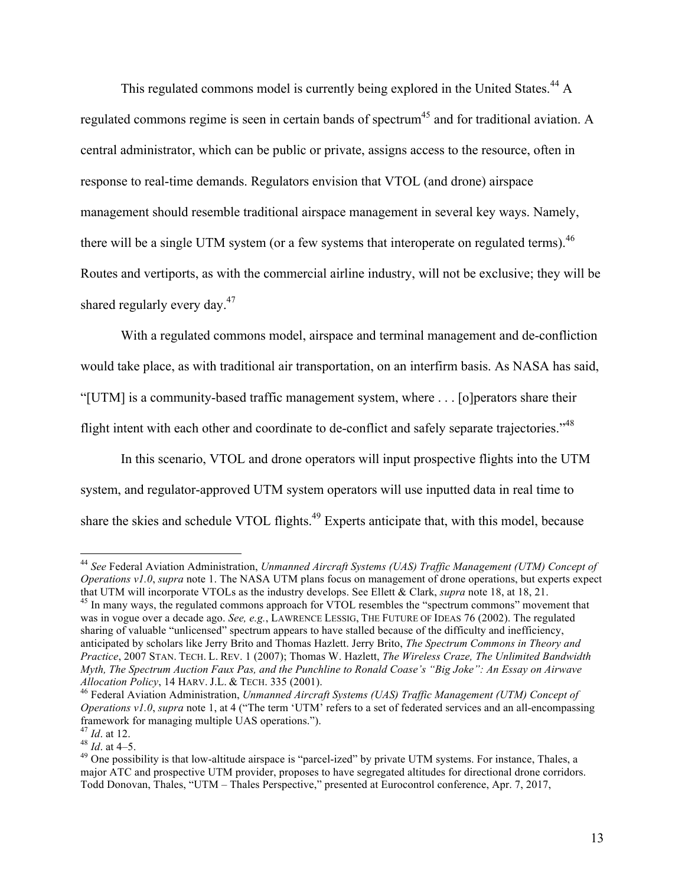This regulated commons model is currently being explored in the United States.[44] A regulated commons regime is seen in certain bands of spectrum[45] and for traditional aviation. A central administrator, which can be public or private, assigns access to the resource, often in response to real-time demands. Regulators envision that VTOL (and drone) airspace management should resemble traditional airspace management in several key ways. Namely, there will be a single UTM system (or a few systems that interoperate on regulated terms).[46] Routes and vertiports, as with the commercial airline industry, will not be exclusive; they will be shared regularly every day.[47]

With a regulated commons model, airspace and terminal management and de-confliction would take place, as with traditional air transportation, on an interfirm basis. As NASA has said, "[UTM] is a community-based traffic management system, where . . . [o]perators share their flight intent with each other and coordinate to de-conflict and safely separate trajectories."[48]

In this scenario, VTOL and drone operators will input prospective flights into the UTM system, and regulator-approved UTM system operators will use inputted data in real time to share the skies and schedule VTOL flights.[49] Experts anticipate that, with this model, because

---

[44] *See* Federal Aviation Administration, *Unmanned Aircraft Systems (UAS) Traffic Management (UTM) Concept of Operations v1.0*, *supra* note 1. The NASA UTM plans focus on management of drone operations, but experts expect that UTM will incorporate VTOLs as the industry develops. See Ellett & Clark, *supra* note 18, at 18, 21.

[45] In many ways, the regulated commons approach for VTOL resembles the "spectrum commons" movement that was in vogue over a decade ago. *See, e.g.*, LAWRENCE LESSIG, THE FUTURE OF IDEAS 76 (2002). The regulated sharing of valuable "unlicensed" spectrum appears to have stalled because of the difficulty and inefficiency, anticipated by scholars like Jerry Brito and Thomas Hazlett. Jerry Brito, *The Spectrum Commons in Theory and Practice*, 2007 STAN. TECH. L. REV. 1 (2007); Thomas W. Hazlett, *The Wireless Craze, The Unlimited Bandwidth Myth, The Spectrum Auction Faux Pas, and the Punchline to Ronald Coase's "Big Joke": An Essay on Airwave Allocation Policy*, 14 HARV. J.L. & TECH. 335 (2001).

[46] Federal Aviation Administration, *Unmanned Aircraft Systems (UAS) Traffic Management (UTM) Concept of Operations v1.0*, *supra* note 1, at 4 ("The term 'UTM' refers to a set of federated services and an all-encompassing framework for managing multiple UAS operations.").

[47] *Id*. at 12.

[48] *Id*. at 4–5.

[49] One possibility is that low-altitude airspace is "parcel-ized" by private UTM systems. For instance, Thales, a major ATC and prospective UTM provider, proposes to have segregated altitudes for directional drone corridors. Todd Donovan, Thales, "UTM – Thales Perspective," presented at Eurocontrol conference, Apr. 7, 2017,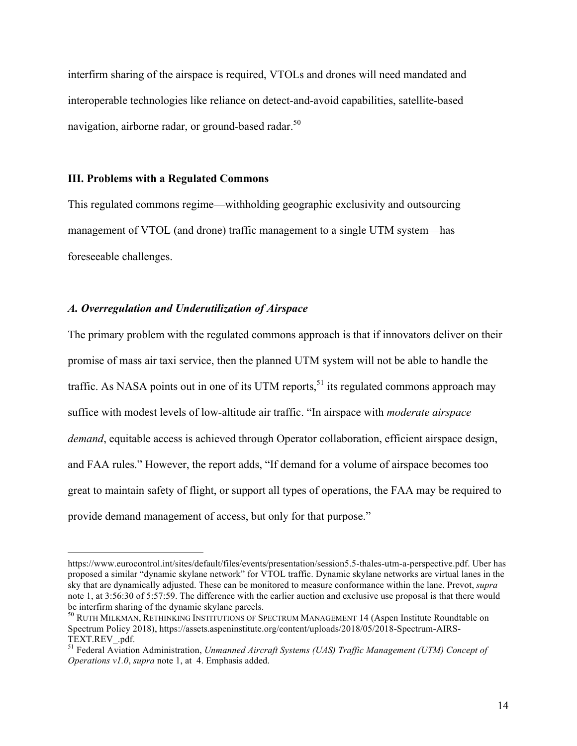interfirm sharing of the airspace is required, VTOLs and drones will need mandated and interoperable technologies like reliance on detect-and-avoid capabilities, satellite-based navigation, airborne radar, or ground-based radar.[50]

## III. Problems with a Regulated Commons

This regulated commons regime—withholding geographic exclusivity and outsourcing management of VTOL (and drone) traffic management to a single UTM system—has foreseeable challenges.

### *A. Overregulation and Underutilization of Airspace*

The primary problem with the regulated commons approach is that if innovators deliver on their promise of mass air taxi service, then the planned UTM system will not be able to handle the traffic. As NASA points out in one of its UTM reports,[51] its regulated commons approach may suffice with modest levels of low-altitude air traffic. "In airspace with *moderate airspace demand*, equitable access is achieved through Operator collaboration, efficient airspace design, and FAA rules." However, the report adds, "If demand for a volume of airspace becomes too great to maintain safety of flight, or support all types of operations, the FAA may be required to provide demand management of access, but only for that purpose."

---

https://www.eurocontrol.int/sites/default/files/events/presentation/session5.5-thales-utm-a-perspective.pdf. Uber has proposed a similar "dynamic skylane network" for VTOL traffic. Dynamic skylane networks are virtual lanes in the sky that are dynamically adjusted. These can be monitored to measure conformance within the lane. Prevot, *supra* note 1, at 3:56:30 of 5:57:59. The difference with the earlier auction and exclusive use proposal is that there would be interfirm sharing of the dynamic skylane parcels.

[50] RUTH MILKMAN, RETHINKING INSTITUTIONS OF SPECTRUM MANAGEMENT 14 (Aspen Institute Roundtable on Spectrum Policy 2018), https://assets.aspeninstitute.org/content/uploads/2018/05/2018-Spectrum-AIRS-TEXT.REV_.pdf.

[51] Federal Aviation Administration, *Unmanned Aircraft Systems (UAS) Traffic Management (UTM) Concept of Operations v1.0*, *supra* note 1, at 4. Emphasis added.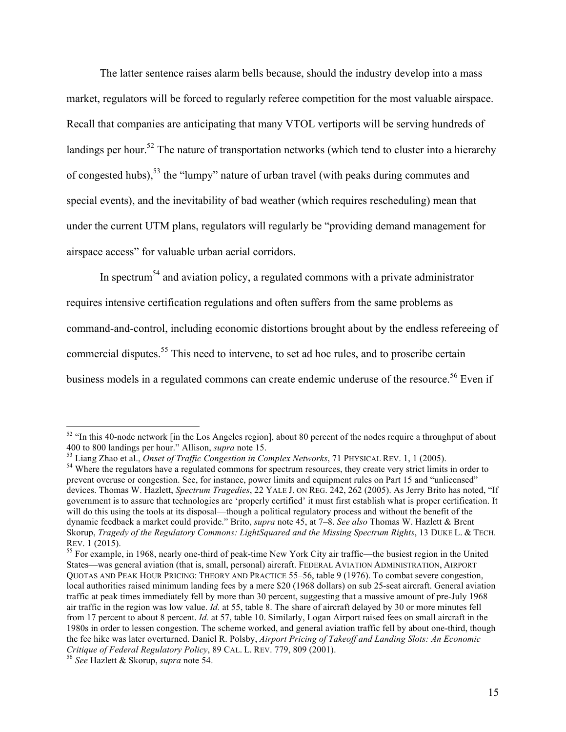The latter sentence raises alarm bells because, should the industry develop into a mass market, regulators will be forced to regularly referee competition for the most valuable airspace. Recall that companies are anticipating that many VTOL vertiports will be serving hundreds of landings per hour.[52] The nature of transportation networks (which tend to cluster into a hierarchy of congested hubs),[53] the "lumpy" nature of urban travel (with peaks during commutes and special events), and the inevitability of bad weather (which requires rescheduling) mean that under the current UTM plans, regulators will regularly be "providing demand management for airspace access" for valuable urban aerial corridors.

In spectrum[54] and aviation policy, a regulated commons with a private administrator requires intensive certification regulations and often suffers from the same problems as command-and-control, including economic distortions brought about by the endless refereeing of commercial disputes.[55] This need to intervene, to set ad hoc rules, and to proscribe certain business models in a regulated commons can create endemic underuse of the resource.[56] Even if

---

[52] "In this 40-node network [in the Los Angeles region], about 80 percent of the nodes require a throughput of about 400 to 800 landings per hour." Allison, *supra* note 15.

[53] Liang Zhao et al., *Onset of Traffic Congestion in Complex Networks*, 71 PHYSICAL REV. 1, 1 (2005).

[54] Where the regulators have a regulated commons for spectrum resources, they create very strict limits in order to prevent overuse or congestion. See, for instance, power limits and equipment rules on Part 15 and "unlicensed" devices. Thomas W. Hazlett, *Spectrum Tragedies*, 22 YALE J. ON REG. 242, 262 (2005). As Jerry Brito has noted, "If government is to assure that technologies are 'properly certified' it must first establish what is proper certification. It will do this using the tools at its disposal—though a political regulatory process and without the benefit of the dynamic feedback a market could provide." Brito, *supra* note 45, at 7–8. *See also* Thomas W. Hazlett & Brent Skorup, *Tragedy of the Regulatory Commons: LightSquared and the Missing Spectrum Rights*, 13 DUKE L. & TECH. REV. 1 (2015).

[55] For example, in 1968, nearly one-third of peak-time New York City air traffic—the busiest region in the United States—was general aviation (that is, small, personal) aircraft. FEDERAL AVIATION ADMINISTRATION, AIRPORT QUOTAS AND PEAK HOUR PRICING: THEORY AND PRACTICE 55–56, table 9 (1976). To combat severe congestion, local authorities raised minimum landing fees by a mere $20 (1968 dollars) on sub 25-seat aircraft. General aviation traffic at peak times immediately fell by more than 30 percent, suggesting that a massive amount of pre-July 1968 air traffic in the region was low value. *Id.* at 55, table 8. The share of aircraft delayed by 30 or more minutes fell from 17 percent to about 8 percent. *Id.* at 57, table 10. Similarly, Logan Airport raised fees on small aircraft in the 1980s in order to lessen congestion. The scheme worked, and general aviation traffic fell by about one-third, though the fee hike was later overturned. Daniel R. Polsby, *Airport Pricing of Takeoff and Landing Slots: An Economic Critique of Federal Regulatory Policy*, 89 CAL. L. REV. 779, 809 (2001).

[56] *See* Hazlett & Skorup, *supra* note 54.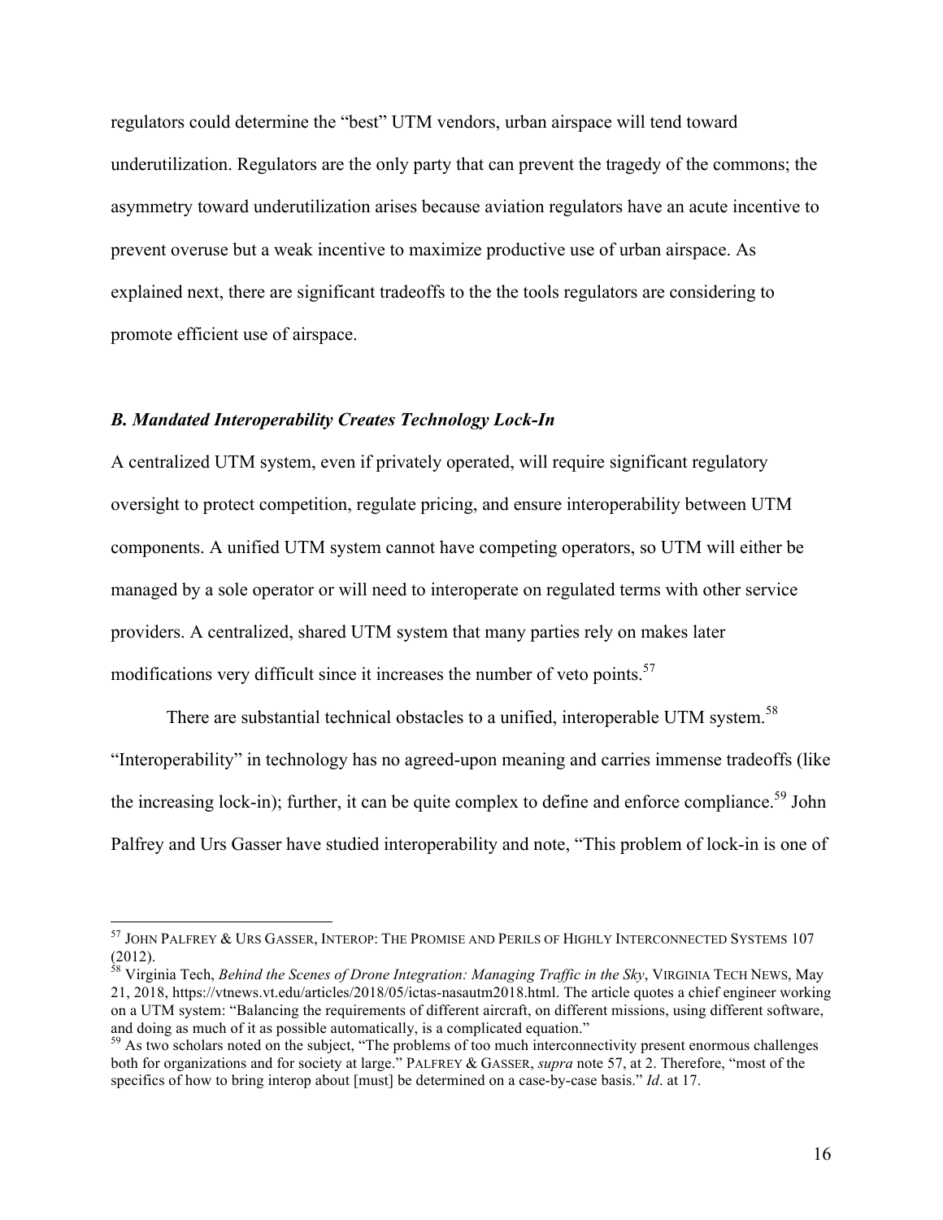regulators could determine the "best" UTM vendors, urban airspace will tend toward underutilization. Regulators are the only party that can prevent the tragedy of the commons; the asymmetry toward underutilization arises because aviation regulators have an acute incentive to prevent overuse but a weak incentive to maximize productive use of urban airspace. As explained next, there are significant tradeoffs to the the tools regulators are considering to promote efficient use of airspace.

### *B. Mandated Interoperability Creates Technology Lock-In*

A centralized UTM system, even if privately operated, will require significant regulatory oversight to protect competition, regulate pricing, and ensure interoperability between UTM components. A unified UTM system cannot have competing operators, so UTM will either be managed by a sole operator or will need to interoperate on regulated terms with other service providers. A centralized, shared UTM system that many parties rely on makes later modifications very difficult since it increases the number of veto points.[57]

There are substantial technical obstacles to a unified, interoperable UTM system.[58] "Interoperability" in technology has no agreed-upon meaning and carries immense tradeoffs (like the increasing lock-in); further, it can be quite complex to define and enforce compliance.[59] John Palfrey and Urs Gasser have studied interoperability and note, "This problem of lock-in is one of

---

[57] JOHN PALFREY & URS GASSER, INTEROP: THE PROMISE AND PERILS OF HIGHLY INTERCONNECTED SYSTEMS 107 (2012).

[58] Virginia Tech, *Behind the Scenes of Drone Integration: Managing Traffic in the Sky*, VIRGINIA TECH NEWS, May 21, 2018, https://vtnews.vt.edu/articles/2018/05/ictas-nasautm2018.html. The article quotes a chief engineer working on a UTM system: "Balancing the requirements of different aircraft, on different missions, using different software, and doing as much of it as possible automatically, is a complicated equation."

[59] As two scholars noted on the subject, "The problems of too much interconnectivity present enormous challenges both for organizations and for society at large." PALFREY & GASSER, *supra* note 57, at 2. Therefore, "most of the specifics of how to bring interop about [must] be determined on a case-by-case basis." *Id*. at 17.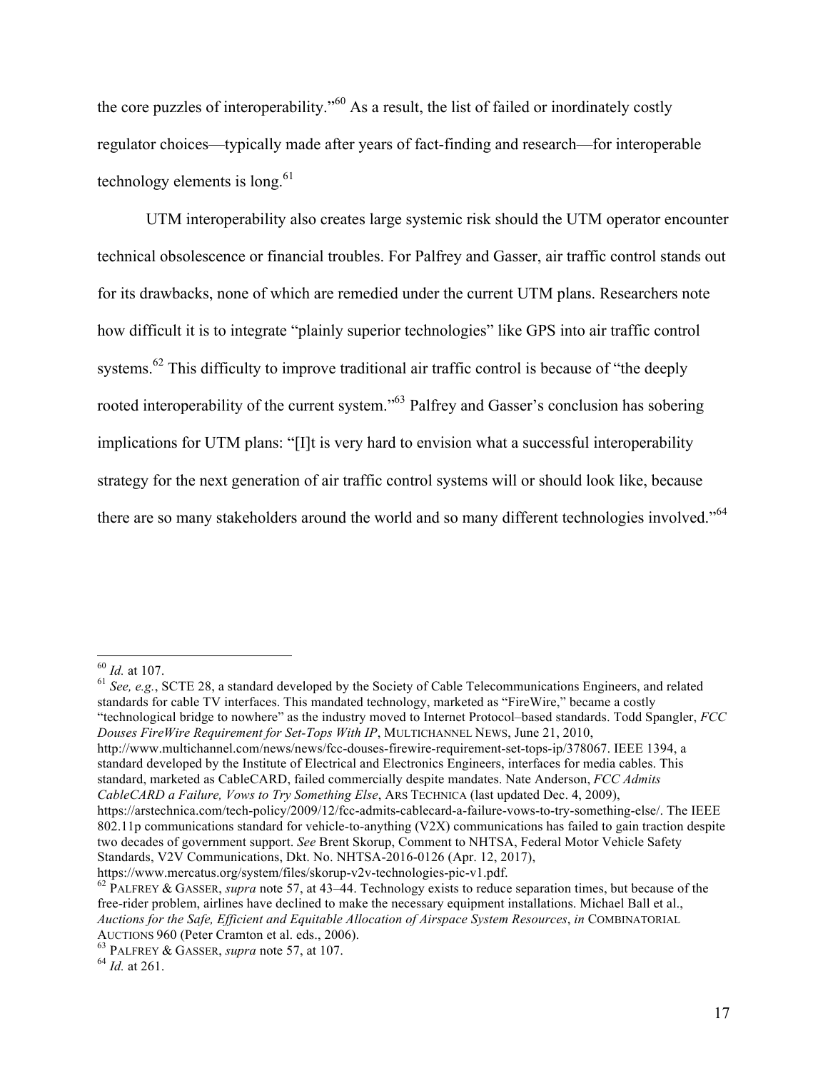the core puzzles of interoperability."[60] As a result, the list of failed or inordinately costly regulator choices—typically made after years of fact-finding and research—for interoperable technology elements is long.[61]

UTM interoperability also creates large systemic risk should the UTM operator encounter technical obsolescence or financial troubles. For Palfrey and Gasser, air traffic control stands out for its drawbacks, none of which are remedied under the current UTM plans. Researchers note how difficult it is to integrate "plainly superior technologies" like GPS into air traffic control systems.[62] This difficulty to improve traditional air traffic control is because of "the deeply rooted interoperability of the current system."[63] Palfrey and Gasser's conclusion has sobering implications for UTM plans: "[I]t is very hard to envision what a successful interoperability strategy for the next generation of air traffic control systems will or should look like, because there are so many stakeholders around the world and so many different technologies involved."[64]

---

[60] *Id.* at 107.

[61] *See, e.g.*, SCTE 28, a standard developed by the Society of Cable Telecommunications Engineers, and related standards for cable TV interfaces. This mandated technology, marketed as "FireWire," became a costly "technological bridge to nowhere" as the industry moved to Internet Protocol–based standards. Todd Spangler, *FCC Douses FireWire Requirement for Set-Tops With IP*, MULTICHANNEL NEWS, June 21, 2010, http://www.multichannel.com/news/news/fcc-douses-firewire-requirement-set-tops-ip/378067. IEEE 1394, a standard developed by the Institute of Electrical and Electronics Engineers, interfaces for media cables. This standard, marketed as CableCARD, failed commercially despite mandates. Nate Anderson, *FCC Admits CableCARD a Failure, Vows to Try Something Else*, ARS TECHNICA (last updated Dec. 4, 2009), https://arstechnica.com/tech-policy/2009/12/fcc-admits-cablecard-a-failure-vows-to-try-something-else/. The IEEE 802.11p communications standard for vehicle-to-anything (V2X) communications has failed to gain traction despite two decades of government support. *See* Brent Skorup, Comment to NHTSA, Federal Motor Vehicle Safety Standards, V2V Communications, Dkt. No. NHTSA-2016-0126 (Apr. 12, 2017), https://www.mercatus.org/system/files/skorup-v2v-technologies-pic-v1.pdf.

[62] PALFREY & GASSER, *supra* note 57, at 43–44. Technology exists to reduce separation times, but because of the free-rider problem, airlines have declined to make the necessary equipment installations. Michael Ball et al., *Auctions for the Safe, Efficient and Equitable Allocation of Airspace System Resources*, *in* COMBINATORIAL AUCTIONS 960 (Peter Cramton et al. eds., 2006).

[63] PALFREY & GASSER, *supra* note 57, at 107.

[64] *Id.* at 261.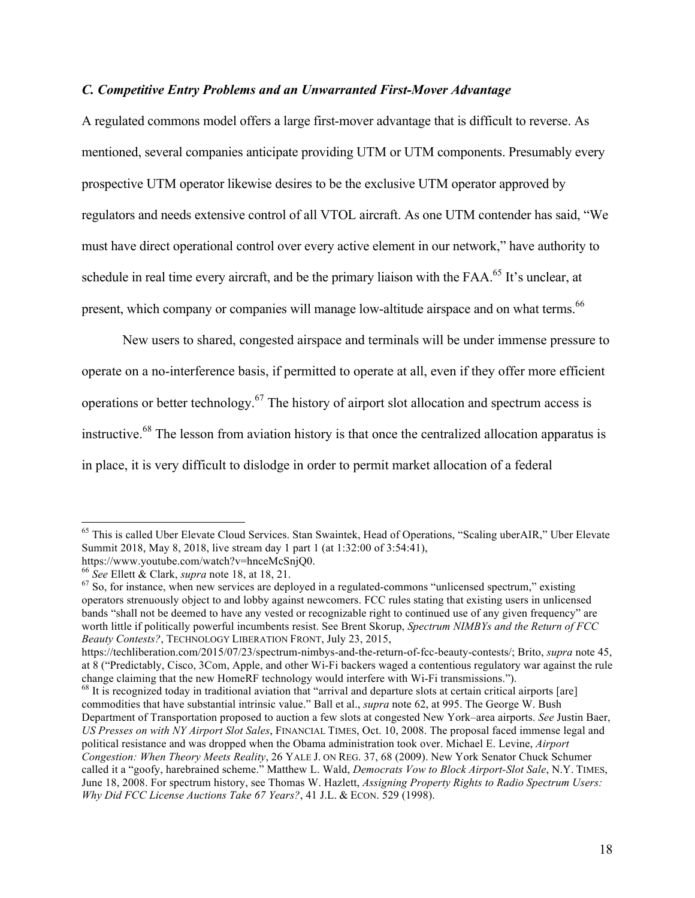### *C. Competitive Entry Problems and an Unwarranted First-Mover Advantage*

A regulated commons model offers a large first-mover advantage that is difficult to reverse. As mentioned, several companies anticipate providing UTM or UTM components. Presumably every prospective UTM operator likewise desires to be the exclusive UTM operator approved by regulators and needs extensive control of all VTOL aircraft. As one UTM contender has said, "We must have direct operational control over every active element in our network," have authority to schedule in real time every aircraft, and be the primary liaison with the FAA.[65] It's unclear, at present, which company or companies will manage low-altitude airspace and on what terms.[66]

New users to shared, congested airspace and terminals will be under immense pressure to operate on a no-interference basis, if permitted to operate at all, even if they offer more efficient operations or better technology.[67] The history of airport slot allocation and spectrum access is instructive.[68] The lesson from aviation history is that once the centralized allocation apparatus is in place, it is very difficult to dislodge in order to permit market allocation of a federal

---

[65] This is called Uber Elevate Cloud Services. Stan Swaintek, Head of Operations, "Scaling uberAIR," Uber Elevate Summit 2018, May 8, 2018, live stream day 1 part 1 (at 1:32:00 of 3:54:41), https://www.youtube.com/watch?v=hnceMcSnjQ0.

[66] *See* Ellett & Clark, *supra* note 18, at 18, 21.

[67] So, for instance, when new services are deployed in a regulated-commons "unlicensed spectrum," existing operators strenuously object to and lobby against newcomers. FCC rules stating that existing users in unlicensed bands "shall not be deemed to have any vested or recognizable right to continued use of any given frequency" are worth little if politically powerful incumbents resist. See Brent Skorup, *Spectrum NIMBYs and the Return of FCC Beauty Contests?*, TECHNOLOGY LIBERATION FRONT, July 23, 2015, https://techliberation.com/2015/07/23/spectrum-nimbys-and-the-return-of-fcc-beauty-contests/; Brito, *supra* note 45, at 8 ("Predictably, Cisco, 3Com, Apple, and other Wi-Fi backers waged a contentious regulatory war against the rule change claiming that the new HomeRF technology would interfere with Wi-Fi transmissions.").

[68] It is recognized today in traditional aviation that "arrival and departure slots at certain critical airports [are] commodities that have substantial intrinsic value." Ball et al., *supra* note 62, at 995. The George W. Bush Department of Transportation proposed to auction a few slots at congested New York–area airports. *See* Justin Baer, *US Presses on with NY Airport Slot Sales*, FINANCIAL TIMES, Oct. 10, 2008. The proposal faced immense legal and political resistance and was dropped when the Obama administration took over. Michael E. Levine, *Airport Congestion: When Theory Meets Reality*, 26 YALE J. ON REG. 37, 68 (2009). New York Senator Chuck Schumer called it a "goofy, harebrained scheme." Matthew L. Wald, *Democrats Vow to Block Airport-Slot Sale*, N.Y. TIMES, June 18, 2008. For spectrum history, see Thomas W. Hazlett, *Assigning Property Rights to Radio Spectrum Users: Why Did FCC License Auctions Take 67 Years?*, 41 J.L. & ECON. 529 (1998).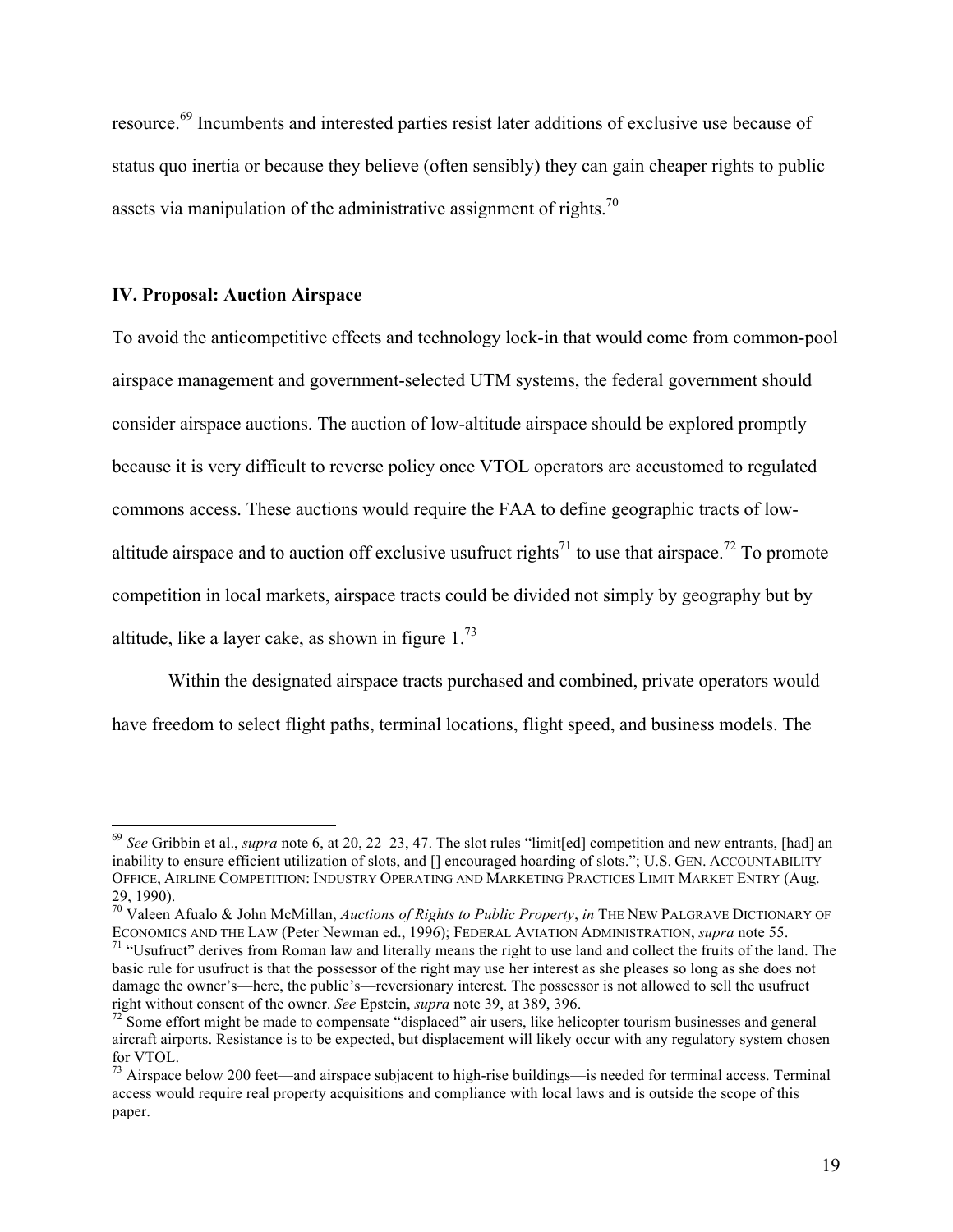resource.[69] Incumbents and interested parties resist later additions of exclusive use because of status quo inertia or because they believe (often sensibly) they can gain cheaper rights to public assets via manipulation of the administrative assignment of rights.[70]

## IV. Proposal: Auction Airspace

To avoid the anticompetitive effects and technology lock-in that would come from common-pool airspace management and government-selected UTM systems, the federal government should consider airspace auctions. The auction of low-altitude airspace should be explored promptly because it is very difficult to reverse policy once VTOL operators are accustomed to regulated commons access. These auctions would require the FAA to define geographic tracts of low-altitude airspace and to auction off exclusive usufruct rights[71] to use that airspace.[72] To promote competition in local markets, airspace tracts could be divided not simply by geography but by altitude, like a layer cake, as shown in figure 1.[73]

Within the designated airspace tracts purchased and combined, private operators would have freedom to select flight paths, terminal locations, flight speed, and business models. The

---

[69] *See* Gribbin et al., *supra* note 6, at 20, 22–23, 47. The slot rules "limit[ed] competition and new entrants, [had] an inability to ensure efficient utilization of slots, and [] encouraged hoarding of slots."; U.S. GEN. ACCOUNTABILITY OFFICE, AIRLINE COMPETITION: INDUSTRY OPERATING AND MARKETING PRACTICES LIMIT MARKET ENTRY (Aug. 29, 1990).

[70] Valeen Afualo & John McMillan, *Auctions of Rights to Public Property*, *in* THE NEW PALGRAVE DICTIONARY OF ECONOMICS AND THE LAW (Peter Newman ed., 1996); FEDERAL AVIATION ADMINISTRATION, *supra* note 55.

[71] "Usufruct" derives from Roman law and literally means the right to use land and collect the fruits of the land. The basic rule for usufruct is that the possessor of the right may use her interest as she pleases so long as she does not damage the owner's—here, the public's—reversionary interest. The possessor is not allowed to sell the usufruct right without consent of the owner. *See* Epstein, *supra* note 39, at 389, 396.

[72] Some effort might be made to compensate "displaced" air users, like helicopter tourism businesses and general aircraft airports. Resistance is to be expected, but displacement will likely occur with any regulatory system chosen for VTOL.

[73] Airspace below 200 feet—and airspace subjacent to high-rise buildings—is needed for terminal access. Terminal access would require real property acquisitions and compliance with local laws and is outside the scope of this paper.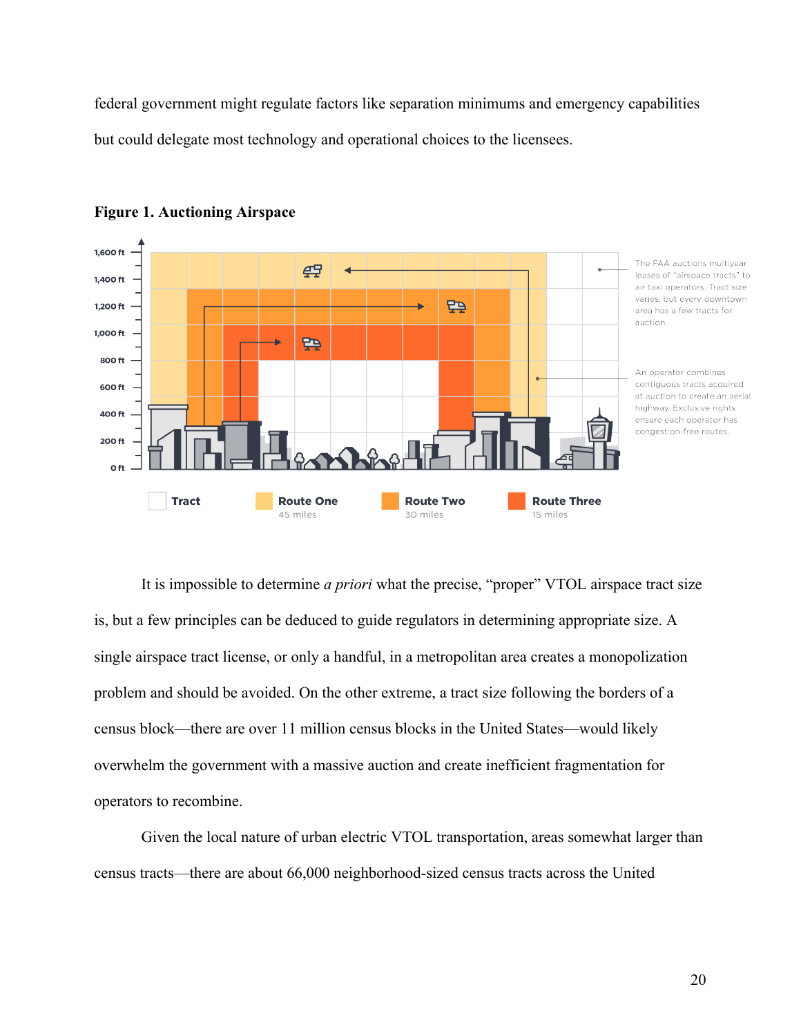federal government might regulate factors like separation minimums and emergency capabilities but could delegate most technology and operational choices to the licensees.

**Figure 1. Auctioning Airspace**

1,600 ft
1,400 ft
1,200 ft
1,000 ft
800 ft
600 ft
400 ft
200 ft
0 ft

The FAA auctions multiyear leases of "airspace tracts" to air taxi operators. Tract size varies, but every downtown area has a few tracts for auction.

An operator combines contiguous tracts acquired at auction to create an aerial highway. Exclusive rights ensure each operator has congestion-free routes.

Tract

Route One
45 miles

Route Two
30 miles

Route Three
15 miles

It is impossible to determine *a priori* what the precise, "proper" VTOL airspace tract size is, but a few principles can be deduced to guide regulators in determining appropriate size. A single airspace tract license, or only a handful, in a metropolitan area creates a monopolization problem and should be avoided. On the other extreme, a tract size following the borders of a census block—there are over 11 million census blocks in the United States—would likely overwhelm the government with a massive auction and create inefficient fragmentation for operators to recombine.

Given the local nature of urban electric VTOL transportation, areas somewhat larger than census tracts—there are about 66,000 neighborhood-sized census tracts across the United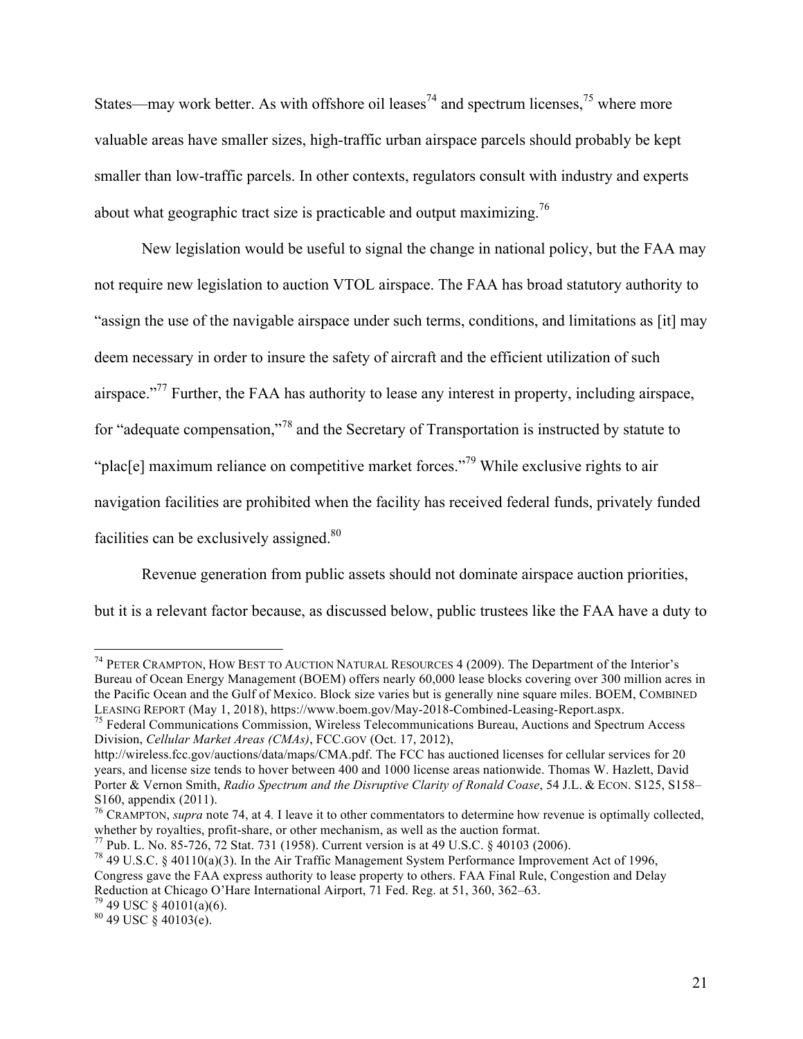States—may work better. As with offshore oil leases[74] and spectrum licenses,[75] where more valuable areas have smaller sizes, high-traffic urban airspace parcels should probably be kept smaller than low-traffic parcels. In other contexts, regulators consult with industry and experts about what geographic tract size is practicable and output maximizing.[76]

New legislation would be useful to signal the change in national policy, but the FAA may not require new legislation to auction VTOL airspace. The FAA has broad statutory authority to "assign the use of the navigable airspace under such terms, conditions, and limitations as [it] may deem necessary in order to insure the safety of aircraft and the efficient utilization of such airspace."[77] Further, the FAA has authority to lease any interest in property, including airspace, for "adequate compensation,"[78] and the Secretary of Transportation is instructed by statute to "plac[e] maximum reliance on competitive market forces."[79] While exclusive rights to air navigation facilities are prohibited when the facility has received federal funds, privately funded facilities can be exclusively assigned.[80]

Revenue generation from public assets should not dominate airspace auction priorities, but it is a relevant factor because, as discussed below, public trustees like the FAA have a duty to

---

[74] PETER CRAMPTON, HOW BEST TO AUCTION NATURAL RESOURCES 4 (2009). The Department of the Interior's Bureau of Ocean Energy Management (BOEM) offers nearly 60,000 lease blocks covering over 300 million acres in the Pacific Ocean and the Gulf of Mexico. Block size varies but is generally nine square miles. BOEM, COMBINED LEASING REPORT (May 1, 2018), https://www.boem.gov/May-2018-Combined-Leasing-Report.aspx.

[75] Federal Communications Commission, Wireless Telecommunications Bureau, Auctions and Spectrum Access Division, *Cellular Market Areas (CMAs)*, FCC.GOV (Oct. 17, 2012), http://wireless.fcc.gov/auctions/data/maps/CMA.pdf. The FCC has auctioned licenses for cellular services for 20 years, and license size tends to hover between 400 and 1000 license areas nationwide. Thomas W. Hazlett, David Porter & Vernon Smith, *Radio Spectrum and the Disruptive Clarity of Ronald Coase*, 54 J.L. & ECON. S125, S158–S160, appendix (2011).

[76] CRAMPTON, *supra* note 74, at 4. I leave it to other commentators to determine how revenue is optimally collected, whether by royalties, profit-share, or other mechanism, as well as the auction format.

[77] Pub. L. No. 85-726, 72 Stat. 731 (1958). Current version is at 49 U.S.C. § 40103 (2006).

[78] 49 U.S.C. § 40110(a)(3). In the Air Traffic Management System Performance Improvement Act of 1996, Congress gave the FAA express authority to lease property to others. FAA Final Rule, Congestion and Delay Reduction at Chicago O'Hare International Airport, 71 Fed. Reg. at 51, 360, 362–63.

[79] 49 USC § 40101(a)(6).

[80] 49 USC § 40103(e).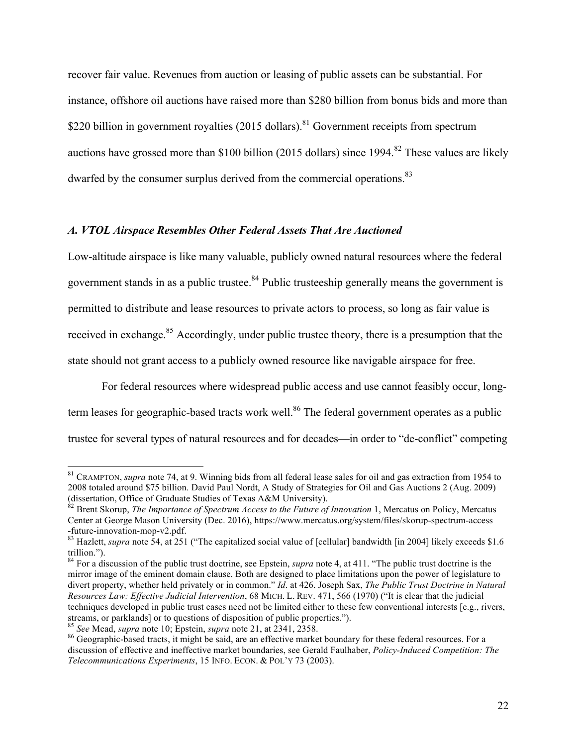recover fair value. Revenues from auction or leasing of public assets can be substantial. For instance, offshore oil auctions have raised more than $280 billion from bonus bids and more than $220 billion in government royalties (2015 dollars).[81] Government receipts from spectrum auctions have grossed more than $100 billion (2015 dollars) since 1994.[82] These values are likely dwarfed by the consumer surplus derived from the commercial operations.[83]

### *A. VTOL Airspace Resembles Other Federal Assets That Are Auctioned*

Low-altitude airspace is like many valuable, publicly owned natural resources where the federal government stands in as a public trustee.[84] Public trusteeship generally means the government is permitted to distribute and lease resources to private actors to process, so long as fair value is received in exchange.[85] Accordingly, under public trustee theory, there is a presumption that the state should not grant access to a publicly owned resource like navigable airspace for free.

For federal resources where widespread public access and use cannot feasibly occur, long-term leases for geographic-based tracts work well.[86] The federal government operates as a public trustee for several types of natural resources and for decades—in order to "de-conflict" competing

---

[81] CRAMPTON, *supra* note 74, at 9. Winning bids from all federal lease sales for oil and gas extraction from 1954 to 2008 totaled around $75 billion. David Paul Nordt, A Study of Strategies for Oil and Gas Auctions 2 (Aug. 2009) (dissertation, Office of Graduate Studies of Texas A&M University).

[82] Brent Skorup, *The Importance of Spectrum Access to the Future of Innovation* 1, Mercatus on Policy, Mercatus Center at George Mason University (Dec. 2016), https://www.mercatus.org/system/files/skorup-spectrum-access-future-innovation-mop-v2.pdf.

[83] Hazlett, *supra* note 54, at 251 ("The capitalized social value of [cellular] bandwidth [in 2004] likely exceeds $1.6 trillion.").

[84] For a discussion of the public trust doctrine, see Epstein, *supra* note 4, at 411. "The public trust doctrine is the mirror image of the eminent domain clause. Both are designed to place limitations upon the power of legislature to divert property, whether held privately or in common." *Id*. at 426. Joseph Sax, *The Public Trust Doctrine in Natural Resources Law: Effective Judicial Intervention*, 68 MICH. L. REV. 471, 566 (1970) ("It is clear that the judicial techniques developed in public trust cases need not be limited either to these few conventional interests [e.g., rivers, streams, or parklands] or to questions of disposition of public properties.").

[85] *See* Mead, *supra* note 10; Epstein, *supra* note 21, at 2341, 2358.

[86] Geographic-based tracts, it might be said, are an effective market boundary for these federal resources. For a discussion of effective and ineffective market boundaries, see Gerald Faulhaber, *Policy-Induced Competition: The Telecommunications Experiments*, 15 INFO. ECON. & POL'Y 73 (2003).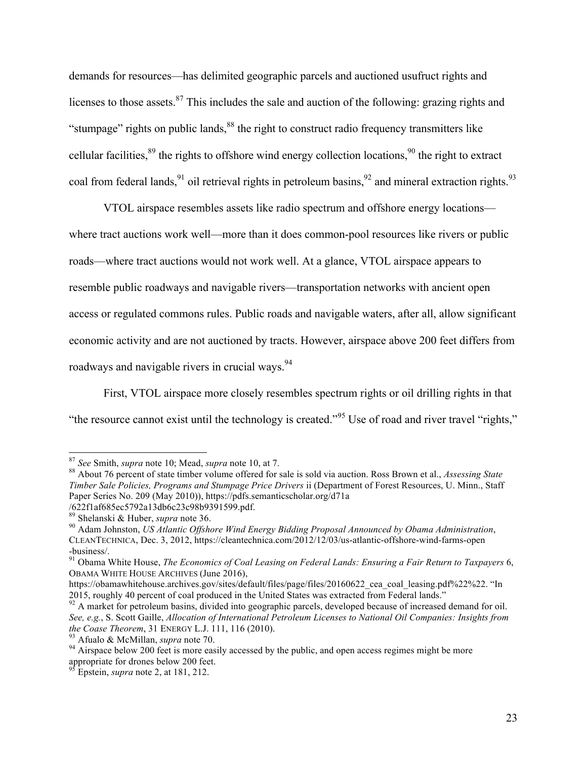demands for resources—has delimited geographic parcels and auctioned usufruct rights and licenses to those assets.[87] This includes the sale and auction of the following: grazing rights and "stumpage" rights on public lands,[88] the right to construct radio frequency transmitters like cellular facilities,[89] the rights to offshore wind energy collection locations,[90] the right to extract coal from federal lands,[91] oil retrieval rights in petroleum basins,[92] and mineral extraction rights.[93]

VTOL airspace resembles assets like radio spectrum and offshore energy locations—where tract auctions work well—more than it does common-pool resources like rivers or public roads—where tract auctions would not work well. At a glance, VTOL airspace appears to resemble public roadways and navigable rivers—transportation networks with ancient open access or regulated commons rules. Public roads and navigable waters, after all, allow significant economic activity and are not auctioned by tracts. However, airspace above 200 feet differs from roadways and navigable rivers in crucial ways.[94]

First, VTOL airspace more closely resembles spectrum rights or oil drilling rights in that "the resource cannot exist until the technology is created."[95] Use of road and river travel "rights,"

---

[87] *See* Smith, *supra* note 10; Mead, *supra* note 10, at 7.

[88] About 76 percent of state timber volume offered for sale is sold via auction. Ross Brown et al., *Assessing State Timber Sale Policies, Programs and Stumpage Price Drivers* ii (Department of Forest Resources, U. Minn., Staff Paper Series No. 209 (May 2010)), https://pdfs.semanticscholar.org/d71a/622f1af685ec5792a13db6c23c98b9391599.pdf.

[89] Shelanski & Huber, *supra* note 36.

[90] Adam Johnston, *US Atlantic Offshore Wind Energy Bidding Proposal Announced by Obama Administration*, CLEANTECHNICA, Dec. 3, 2012, https://cleantechnica.com/2012/12/03/us-atlantic-offshore-wind-farms-open-business/.

[91] Obama White House, *The Economics of Coal Leasing on Federal Lands: Ensuring a Fair Return to Taxpayers* 6, OBAMA WHITE HOUSE ARCHIVES (June 2016), https://obamawhitehouse.archives.gov/sites/default/files/page/files/20160622_cea_coal_leasing.pdf%22%22. "In 2015, roughly 40 percent of coal produced in the United States was extracted from Federal lands."

[92] A market for petroleum basins, divided into geographic parcels, developed because of increased demand for oil. *See, e.g.*, S. Scott Gaille, *Allocation of International Petroleum Licenses to National Oil Companies: Insights from the Coase Theorem*, 31 ENERGY L.J. 111, 116 (2010).

[93] Afualo & McMillan, *supra* note 70.

[94] Airspace below 200 feet is more easily accessed by the public, and open access regimes might be more appropriate for drones below 200 feet.

[95] Epstein, *supra* note 2, at 181, 212.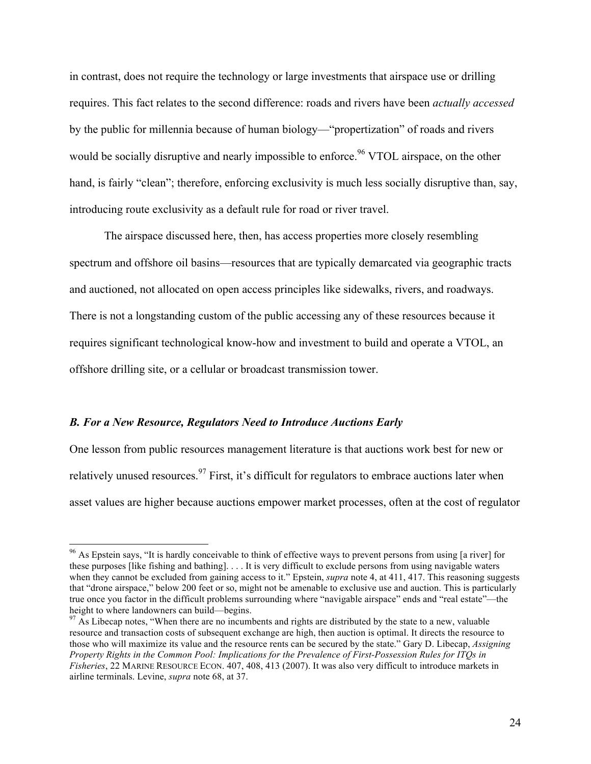in contrast, does not require the technology or large investments that airspace use or drilling requires. This fact relates to the second difference: roads and rivers have been *actually accessed* by the public for millennia because of human biology—"propertization" of roads and rivers would be socially disruptive and nearly impossible to enforce.[96] VTOL airspace, on the other hand, is fairly "clean"; therefore, enforcing exclusivity is much less socially disruptive than, say, introducing route exclusivity as a default rule for road or river travel.

The airspace discussed here, then, has access properties more closely resembling spectrum and offshore oil basins—resources that are typically demarcated via geographic tracts and auctioned, not allocated on open access principles like sidewalks, rivers, and roadways. There is not a longstanding custom of the public accessing any of these resources because it requires significant technological know-how and investment to build and operate a VTOL, an offshore drilling site, or a cellular or broadcast transmission tower.

### *B. For a New Resource, Regulators Need to Introduce Auctions Early*

One lesson from public resources management literature is that auctions work best for new or relatively unused resources.[97] First, it's difficult for regulators to embrace auctions later when asset values are higher because auctions empower market processes, often at the cost of regulator

---

[96] As Epstein says, "It is hardly conceivable to think of effective ways to prevent persons from using [a river] for these purposes [like fishing and bathing]. . . . It is very difficult to exclude persons from using navigable waters when they cannot be excluded from gaining access to it." Epstein, *supra* note 4, at 411, 417. This reasoning suggests that "drone airspace," below 200 feet or so, might not be amenable to exclusive use and auction. This is particularly true once you factor in the difficult problems surrounding where "navigable airspace" ends and "real estate"—the height to where landowners can build—begins.

[97] As Libecap notes, "When there are no incumbents and rights are distributed by the state to a new, valuable resource and transaction costs of subsequent exchange are high, then auction is optimal. It directs the resource to those who will maximize its value and the resource rents can be secured by the state." Gary D. Libecap, *Assigning Property Rights in the Common Pool: Implications for the Prevalence of First-Possession Rules for ITQs in Fisheries*, 22 MARINE RESOURCE ECON. 407, 408, 413 (2007). It was also very difficult to introduce markets in airline terminals. Levine, *supra* note 68, at 37.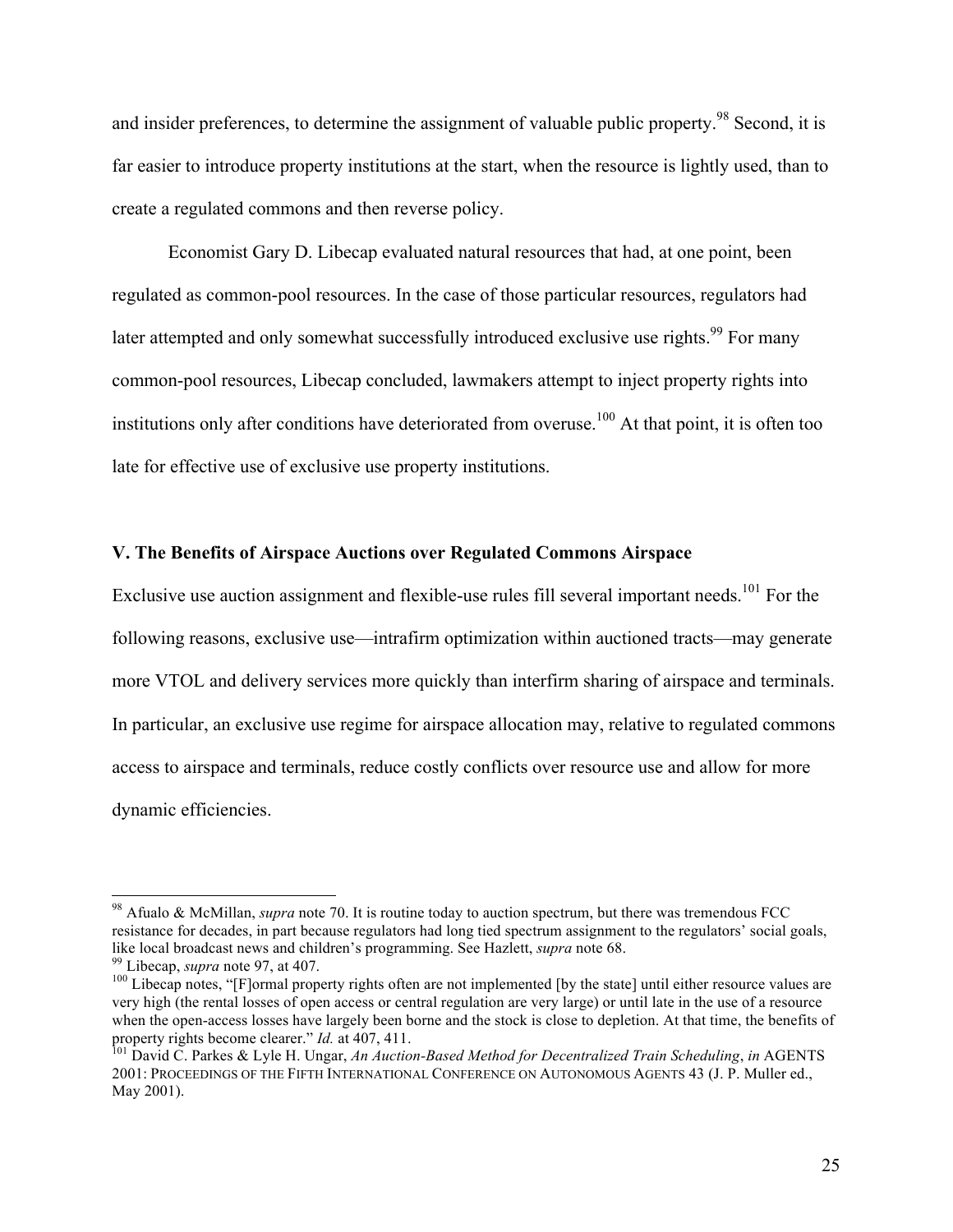and insider preferences, to determine the assignment of valuable public property.[98] Second, it is far easier to introduce property institutions at the start, when the resource is lightly used, than to create a regulated commons and then reverse policy.

Economist Gary D. Libecap evaluated natural resources that had, at one point, been regulated as common-pool resources. In the case of those particular resources, regulators had later attempted and only somewhat successfully introduced exclusive use rights.[99] For many common-pool resources, Libecap concluded, lawmakers attempt to inject property rights into institutions only after conditions have deteriorated from overuse.[100] At that point, it is often too late for effective use of exclusive use property institutions.

## V. The Benefits of Airspace Auctions over Regulated Commons Airspace

Exclusive use auction assignment and flexible-use rules fill several important needs.[101] For the following reasons, exclusive use—intrafirm optimization within auctioned tracts—may generate more VTOL and delivery services more quickly than interfirm sharing of airspace and terminals. In particular, an exclusive use regime for airspace allocation may, relative to regulated commons access to airspace and terminals, reduce costly conflicts over resource use and allow for more dynamic efficiencies.

---

[98] Afualo & McMillan, *supra* note 70. It is routine today to auction spectrum, but there was tremendous FCC resistance for decades, in part because regulators had long tied spectrum assignment to the regulators' social goals, like local broadcast news and children's programming. See Hazlett, *supra* note 68.

[99] Libecap, *supra* note 97, at 407.

[100] Libecap notes, "[F]ormal property rights often are not implemented [by the state] until either resource values are very high (the rental losses of open access or central regulation are very large) or until late in the use of a resource when the open-access losses have largely been borne and the stock is close to depletion. At that time, the benefits of property rights become clearer." *Id.* at 407, 411.

[101] David C. Parkes & Lyle H. Ungar, *An Auction-Based Method for Decentralized Train Scheduling*, *in* AGENTS 2001: PROCEEDINGS OF THE FIFTH INTERNATIONAL CONFERENCE ON AUTONOMOUS AGENTS 43 (J. P. Muller ed., May 2001).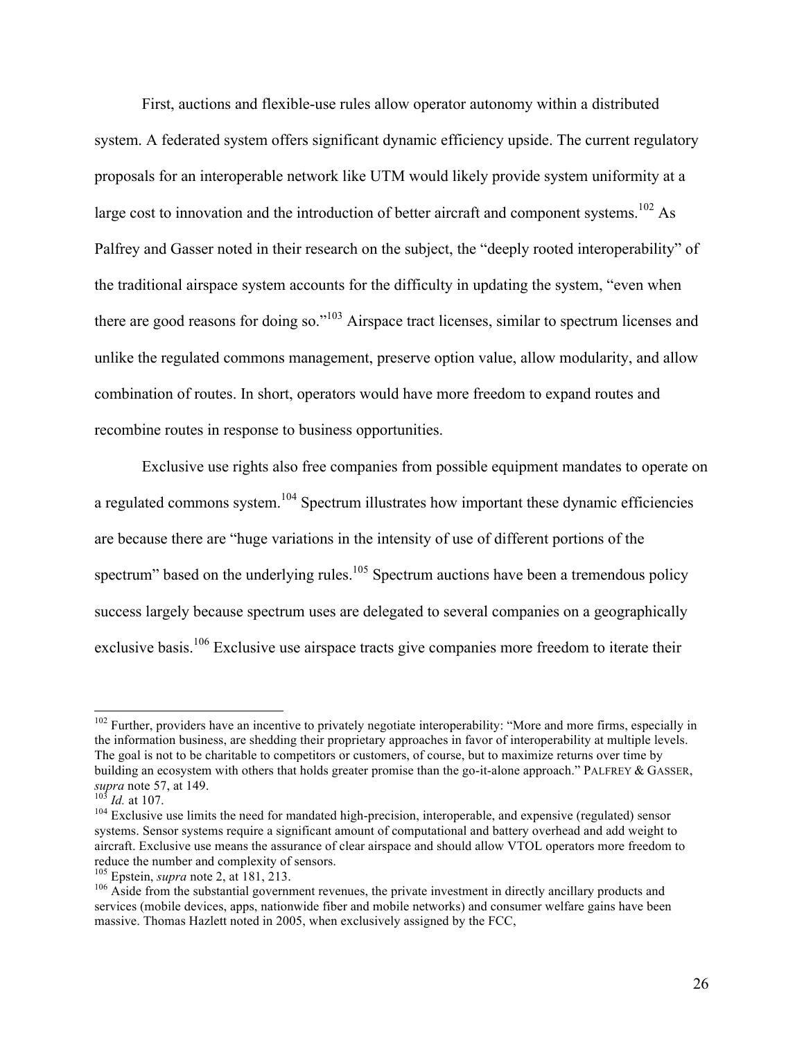First, auctions and flexible-use rules allow operator autonomy within a distributed system. A federated system offers significant dynamic efficiency upside. The current regulatory proposals for an interoperable network like UTM would likely provide system uniformity at a large cost to innovation and the introduction of better aircraft and component systems.[102] As Palfrey and Gasser noted in their research on the subject, the "deeply rooted interoperability" of the traditional airspace system accounts for the difficulty in updating the system, "even when there are good reasons for doing so."[103] Airspace tract licenses, similar to spectrum licenses and unlike the regulated commons management, preserve option value, allow modularity, and allow combination of routes. In short, operators would have more freedom to expand routes and recombine routes in response to business opportunities.

Exclusive use rights also free companies from possible equipment mandates to operate on a regulated commons system.[104] Spectrum illustrates how important these dynamic efficiencies are because there are "huge variations in the intensity of use of different portions of the spectrum" based on the underlying rules.[105] Spectrum auctions have been a tremendous policy success largely because spectrum uses are delegated to several companies on a geographically exclusive basis.[106] Exclusive use airspace tracts give companies more freedom to iterate their

---

[102] Further, providers have an incentive to privately negotiate interoperability: "More and more firms, especially in the information business, are shedding their proprietary approaches in favor of interoperability at multiple levels. The goal is not to be charitable to competitors or customers, of course, but to maximize returns over time by building an ecosystem with others that holds greater promise than the go-it-alone approach." PALFREY & GASSER, *supra* note 57, at 149.

[103] *Id.* at 107.

[104] Exclusive use limits the need for mandated high-precision, interoperable, and expensive (regulated) sensor systems. Sensor systems require a significant amount of computational and battery overhead and add weight to aircraft. Exclusive use means the assurance of clear airspace and should allow VTOL operators more freedom to reduce the number and complexity of sensors.

[105] Epstein, *supra* note 2, at 181, 213.

[106] Aside from the substantial government revenues, the private investment in directly ancillary products and services (mobile devices, apps, nationwide fiber and mobile networks) and consumer welfare gains have been massive. Thomas Hazlett noted in 2005, when exclusively assigned by the FCC,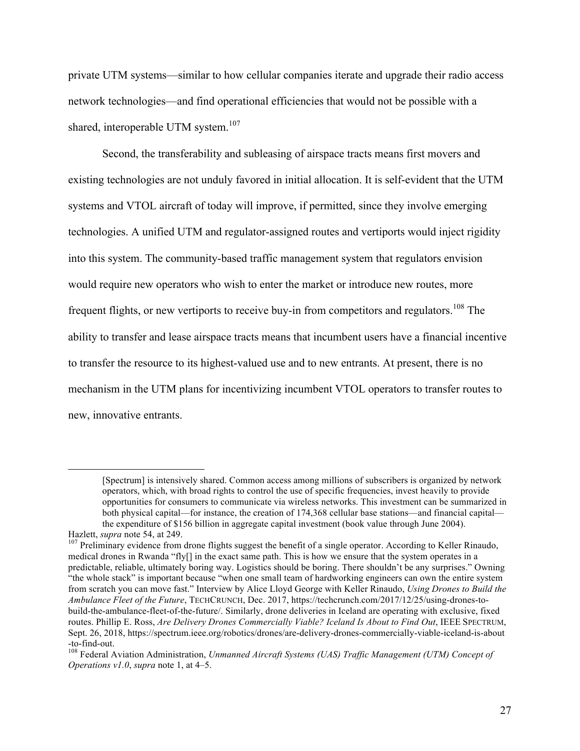private UTM systems—similar to how cellular companies iterate and upgrade their radio access network technologies—and find operational efficiencies that would not be possible with a shared, interoperable UTM system.[107]

Second, the transferability and subleasing of airspace tracts means first movers and existing technologies are not unduly favored in initial allocation. It is self-evident that the UTM systems and VTOL aircraft of today will improve, if permitted, since they involve emerging technologies. A unified UTM and regulator-assigned routes and vertiports would inject rigidity into this system. The community-based traffic management system that regulators envision would require new operators who wish to enter the market or introduce new routes, more frequent flights, or new vertiports to receive buy-in from competitors and regulators.[108] The ability to transfer and lease airspace tracts means that incumbent users have a financial incentive to transfer the resource to its highest-valued use and to new entrants. At present, there is no mechanism in the UTM plans for incentivizing incumbent VTOL operators to transfer routes to new, innovative entrants.

---

> [Spectrum] is intensively shared. Common access among millions of subscribers is organized by network operators, which, with broad rights to control the use of specific frequencies, invest heavily to provide opportunities for consumers to communicate via wireless networks. This investment can be summarized in both physical capital—for instance, the creation of 174,368 cellular base stations—and financial capital—the expenditure of $156 billion in aggregate capital investment (book value through June 2004).

Hazlett, *supra* note 54, at 249.

[107] Preliminary evidence from drone flights suggest the benefit of a single operator. According to Keller Rinaudo, medical drones in Rwanda "fly[] in the exact same path. This is how we ensure that the system operates in a predictable, reliable, ultimately boring way. Logistics should be boring. There shouldn't be any surprises." Owning "the whole stack" is important because "when one small team of hardworking engineers can own the entire system from scratch you can move fast." Interview by Alice Lloyd George with Keller Rinaudo, *Using Drones to Build the Ambulance Fleet of the Future*, TECHCRUNCH, Dec. 2017, https://techcrunch.com/2017/12/25/using-drones-to-build-the-ambulance-fleet-of-the-future/. Similarly, drone deliveries in Iceland are operating with exclusive, fixed routes. Phillip E. Ross, *Are Delivery Drones Commercially Viable? Iceland Is About to Find Out*, IEEE SPECTRUM, Sept. 26, 2018, https://spectrum.ieee.org/robotics/drones/are-delivery-drones-commercially-viable-iceland-is-about-to-find-out.

[108] Federal Aviation Administration, *Unmanned Aircraft Systems (UAS) Traffic Management (UTM) Concept of Operations v1.0*, *supra* note 1, at 4–5.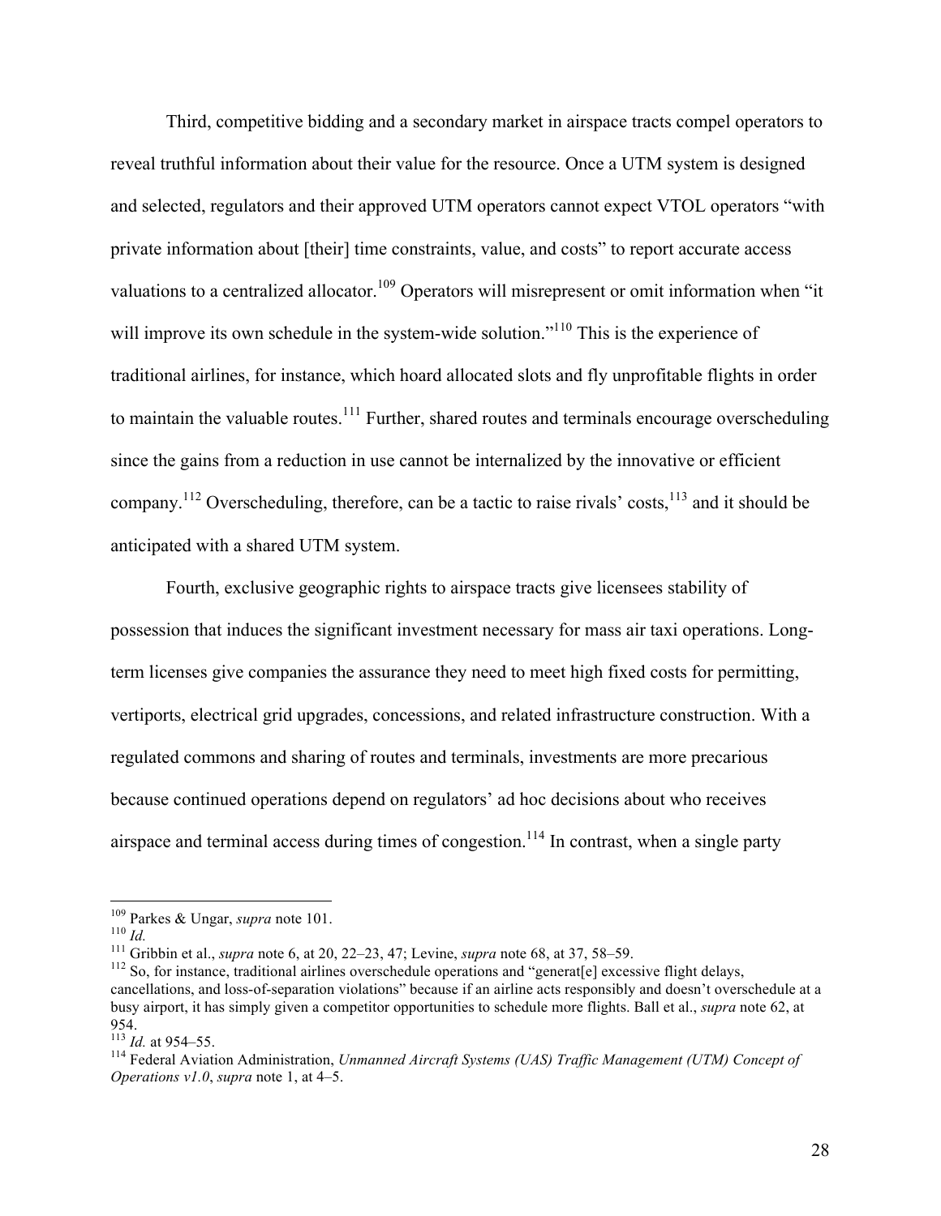Third, competitive bidding and a secondary market in airspace tracts compel operators to reveal truthful information about their value for the resource. Once a UTM system is designed and selected, regulators and their approved UTM operators cannot expect VTOL operators "with private information about [their] time constraints, value, and costs" to report accurate access valuations to a centralized allocator.[109] Operators will misrepresent or omit information when "it will improve its own schedule in the system-wide solution."[110] This is the experience of traditional airlines, for instance, which hoard allocated slots and fly unprofitable flights in order to maintain the valuable routes.[111] Further, shared routes and terminals encourage overscheduling since the gains from a reduction in use cannot be internalized by the innovative or efficient company.[112] Overscheduling, therefore, can be a tactic to raise rivals' costs,[113] and it should be anticipated with a shared UTM system.

Fourth, exclusive geographic rights to airspace tracts give licensees stability of possession that induces the significant investment necessary for mass air taxi operations. Long-term licenses give companies the assurance they need to meet high fixed costs for permitting, vertiports, electrical grid upgrades, concessions, and related infrastructure construction. With a regulated commons and sharing of routes and terminals, investments are more precarious because continued operations depend on regulators' ad hoc decisions about who receives airspace and terminal access during times of congestion.[114] In contrast, when a single party

---

[109] Parkes & Ungar, *supra* note 101.

[110] *Id.*

[111] Gribbin et al., *supra* note 6, at 20, 22–23, 47; Levine, *supra* note 68, at 37, 58–59.

[112] So, for instance, traditional airlines overschedule operations and "generat[e] excessive flight delays, cancellations, and loss-of-separation violations" because if an airline acts responsibly and doesn't overschedule at a busy airport, it has simply given a competitor opportunities to schedule more flights. Ball et al., *supra* note 62, at 954.

[113] *Id.* at 954–55.

[114] Federal Aviation Administration, *Unmanned Aircraft Systems (UAS) Traffic Management (UTM) Concept of Operations v1.0*, *supra* note 1, at 4–5.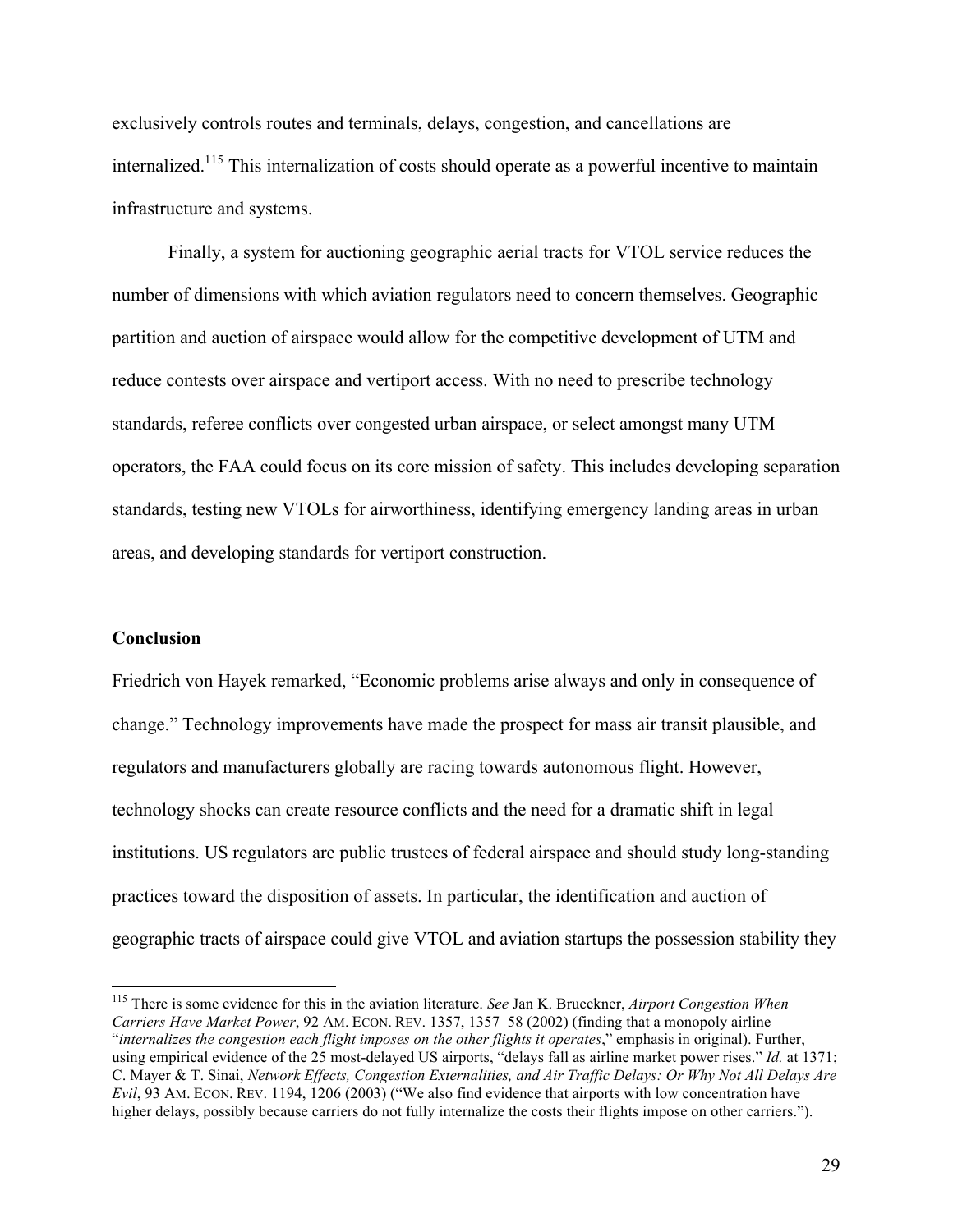exclusively controls routes and terminals, delays, congestion, and cancellations are internalized.[115] This internalization of costs should operate as a powerful incentive to maintain infrastructure and systems.

Finally, a system for auctioning geographic aerial tracts for VTOL service reduces the number of dimensions with which aviation regulators need to concern themselves. Geographic partition and auction of airspace would allow for the competitive development of UTM and reduce contests over airspace and vertiport access. With no need to prescribe technology standards, referee conflicts over congested urban airspace, or select amongst many UTM operators, the FAA could focus on its core mission of safety. This includes developing separation standards, testing new VTOLs for airworthiness, identifying emergency landing areas in urban areas, and developing standards for vertiport construction.

**Conclusion**

Friedrich von Hayek remarked, "Economic problems arise always and only in consequence of change." Technology improvements have made the prospect for mass air transit plausible, and regulators and manufacturers globally are racing towards autonomous flight. However, technology shocks can create resource conflicts and the need for a dramatic shift in legal institutions. US regulators are public trustees of federal airspace and should study long-standing practices toward the disposition of assets. In particular, the identification and auction of geographic tracts of airspace could give VTOL and aviation startups the possession stability they

---

[115] There is some evidence for this in the aviation literature. *See* Jan K. Brueckner, *Airport Congestion When Carriers Have Market Power*, 92 AM. ECON. REV. 1357, 1357–58 (2002) (finding that a monopoly airline "*internalizes the congestion each flight imposes on the other flights it operates*," emphasis in original). Further, using empirical evidence of the 25 most-delayed US airports, "delays fall as airline market power rises." *Id.* at 1371; C. Mayer & T. Sinai, *Network Effects, Congestion Externalities, and Air Traffic Delays: Or Why Not All Delays Are Evil*, 93 AM. ECON. REV. 1194, 1206 (2003) ("We also find evidence that airports with low concentration have higher delays, possibly because carriers do not fully internalize the costs their flights impose on other carriers.").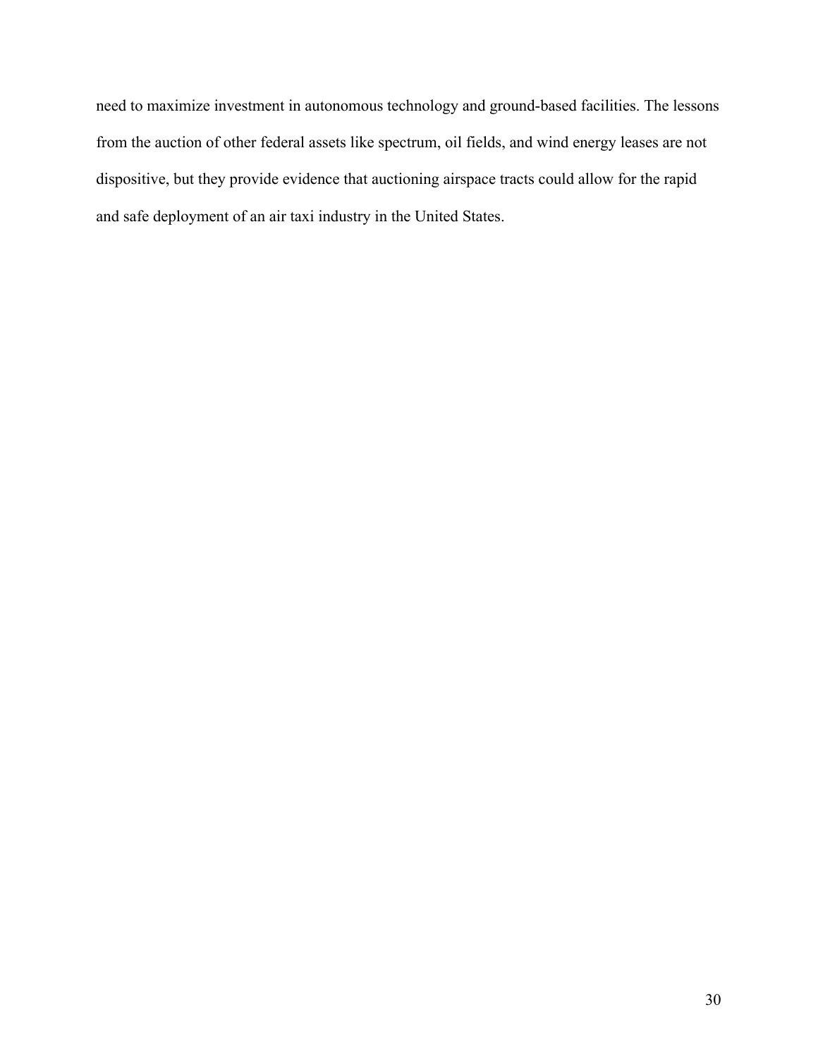need to maximize investment in autonomous technology and ground-based facilities. The lessons from the auction of other federal assets like spectrum, oil fields, and wind energy leases are not dispositive, but they provide evidence that auctioning airspace tracts could allow for the rapid and safe deployment of an air taxi industry in the United States.